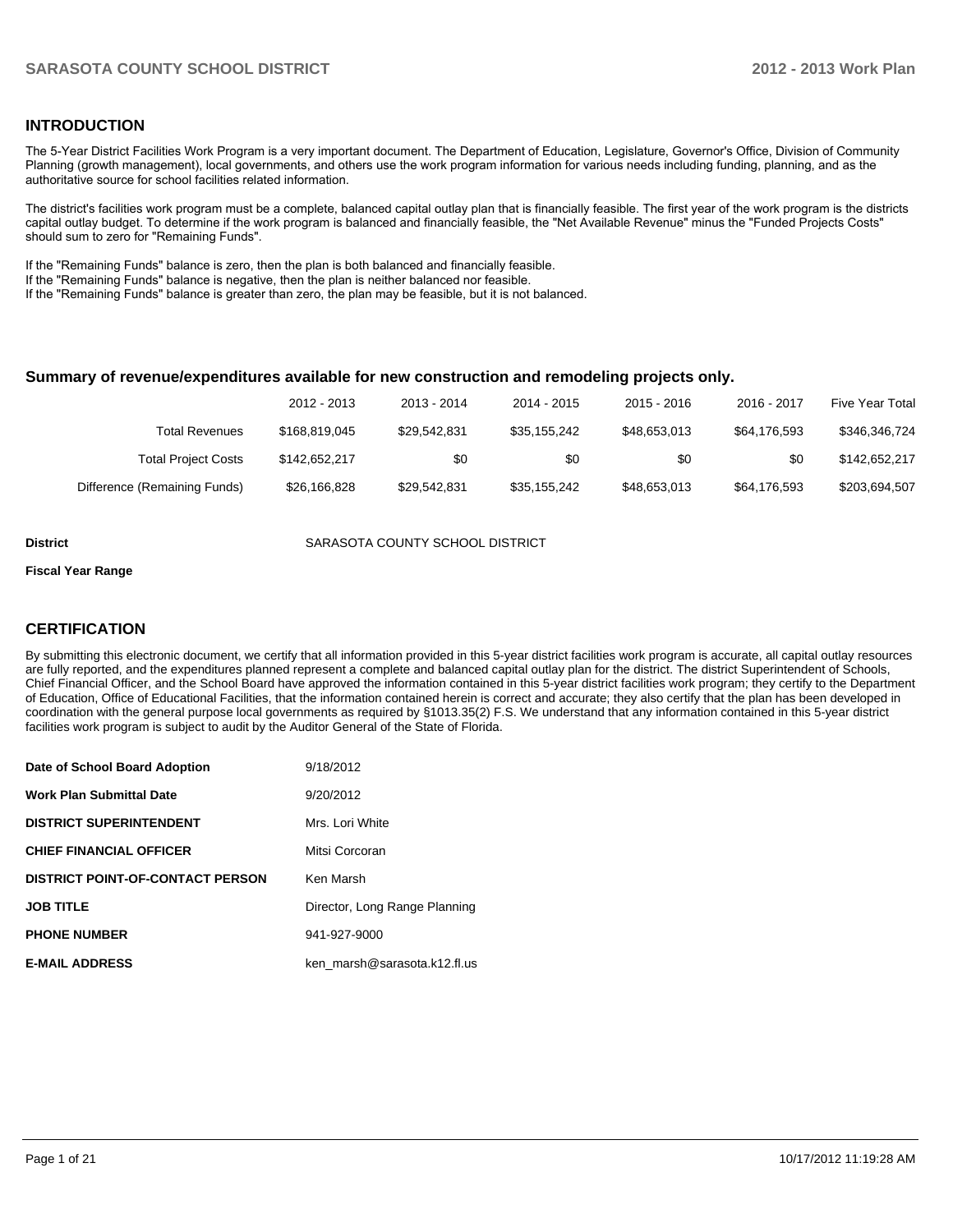## INTRODUCTION

The 5-Year District Facilities Work Program is a very important document. The Department of Education, Legislature, Governor's Office, Division of Community Planning (growth management), local governments, and others use the work program information for various needs including funding, planning, and as the authoritative source for school facilities related information.

The district's facilities work program must be a complete, balanced capital outlay plan that is financially feasible. The first year of the work program is the districts capital outlay budget. To determine if the work program is balanced and financially feasible, the "Net Available Revenue" minus the "Funded Projects Costs" should sum to zero for "Remaining Funds".

If the "Remaining Funds" balance is zero, then the plan is both balanced and financially feasible.
If the "Remaining Funds" balance is negative, then the plan is neither balanced nor feasible.
If the "Remaining Funds" balance is greater than zero, the plan may be feasible, but it is not balanced.

### Summary of revenue/expenditures available for new construction and remodeling projects only.

| | 2012 - 2013 | 2013 - 2014 | 2014 - 2015 | 2015 - 2016 | 2016 - 2017 | Five Year Total |
|---|---|---|---|---|---|---|
| Total Revenues | $168,819,045 | $29,542,831 | $35,155,242 | $48,653,013 | $64,176,593 | $346,346,724 |
| Total Project Costs | $142,652,217 | $0 | $0 | $0 | $0 | $142,652,217 |
| Difference (Remaining Funds) | $26,166,828 | $29,542,831 | $35,155,242 | $48,653,013 | $64,176,593 | $203,694,507 |

**District** SARASOTA COUNTY SCHOOL DISTRICT

**Fiscal Year Range**

## CERTIFICATION

By submitting this electronic document, we certify that all information provided in this 5-year district facilities work program is accurate, all capital outlay resources are fully reported, and the expenditures planned represent a complete and balanced capital outlay plan for the district. The district Superintendent of Schools, Chief Financial Officer, and the School Board have approved the information contained in this 5-year district facilities work program; they certify to the Department of Education, Office of Educational Facilities, that the information contained herein is correct and accurate; they also certify that the plan has been developed in coordination with the general purpose local governments as required by §1013.35(2) F.S. We understand that any information contained in this 5-year district facilities work program is subject to audit by the Auditor General of the State of Florida.

| | |
|---|---|
| **Date of School Board Adoption** | 9/18/2012 |
| **Work Plan Submittal Date** | 9/20/2012 |
| **DISTRICT SUPERINTENDENT** | Mrs. Lori White |
| **CHIEF FINANCIAL OFFICER** | Mitsi Corcoran |
| **DISTRICT POINT-OF-CONTACT PERSON** | Ken Marsh |
| **JOB TITLE** | Director, Long Range Planning |
| **PHONE NUMBER** | 941-927-9000 |
| **E-MAIL ADDRESS** | ken_marsh@sarasota.k12.fl.us |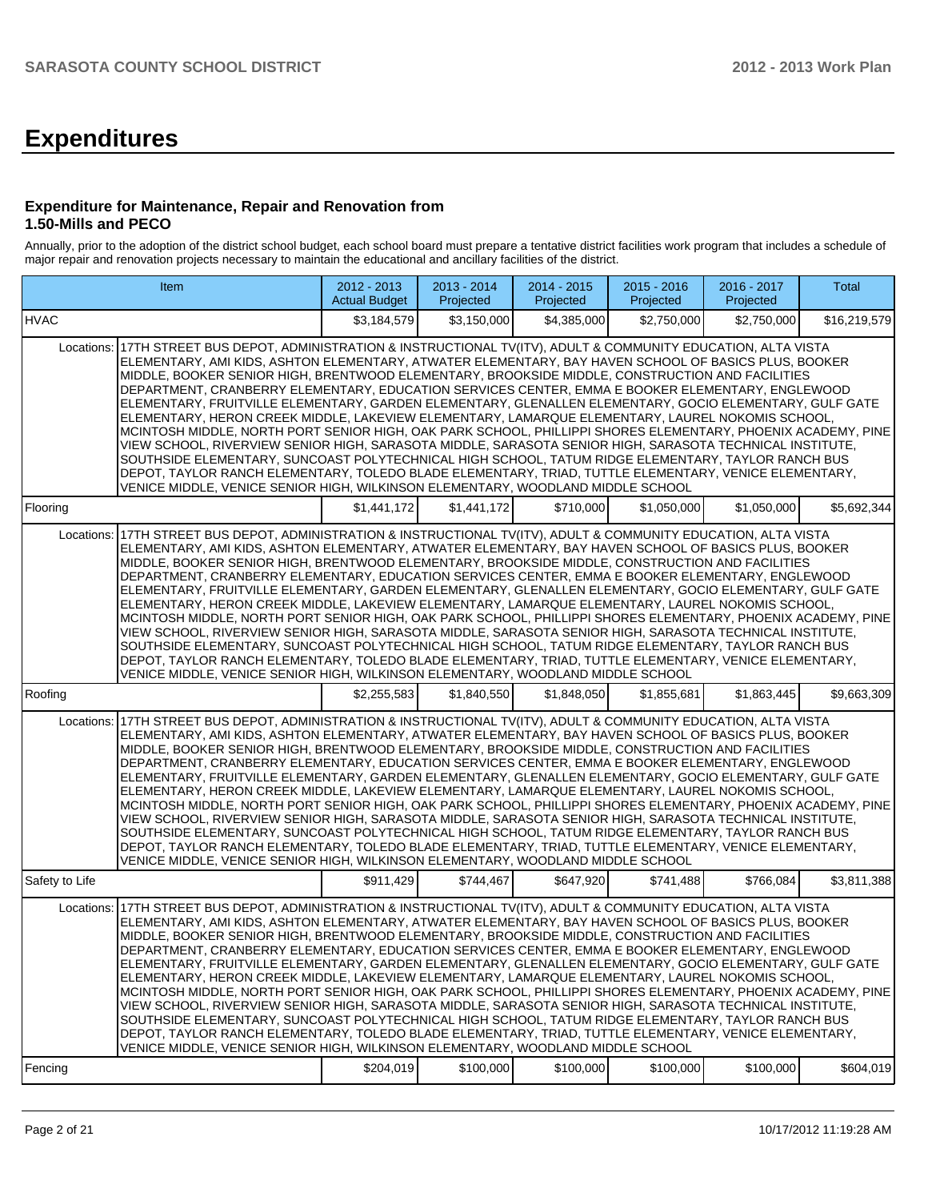# Expenditures

### Expenditure for Maintenance, Repair and Renovation from 1.50-Mills and PECO

Annually, prior to the adoption of the district school budget, each school board must prepare a tentative district facilities work program that includes a schedule of major repair and renovation projects necessary to maintain the educational and ancillary facilities of the district.

| Item | | 2012 - 2013 Actual Budget | 2013 - 2014 Projected | 2014 - 2015 Projected | 2015 - 2016 Projected | 2016 - 2017 Projected | Total |
|---|---|---|---|---|---|---|---|
| HVAC | | $3,184,579 | $3,150,000 | $4,385,000 | $2,750,000 | $2,750,000 | $16,219,579 |
| Locations: | 17TH STREET BUS DEPOT, ADMINISTRATION & INSTRUCTIONAL TV(ITV), ADULT & COMMUNITY EDUCATION, ALTA VISTA ELEMENTARY, AMI KIDS, ASHTON ELEMENTARY, ATWATER ELEMENTARY, BAY HAVEN SCHOOL OF BASICS PLUS, BOOKER MIDDLE, BOOKER SENIOR HIGH, BRENTWOOD ELEMENTARY, BROOKSIDE MIDDLE, CONSTRUCTION AND FACILITIES DEPARTMENT, CRANBERRY ELEMENTARY, EDUCATION SERVICES CENTER, EMMA E BOOKER ELEMENTARY, ENGLEWOOD ELEMENTARY, FRUITVILLE ELEMENTARY, GARDEN ELEMENTARY, GLENALLEN ELEMENTARY, GOCIO ELEMENTARY, GULF GATE ELEMENTARY, HERON CREEK MIDDLE, LAKEVIEW ELEMENTARY, LAMARQUE ELEMENTARY, LAUREL NOKOMIS SCHOOL, MCINTOSH MIDDLE, NORTH PORT SENIOR HIGH, OAK PARK SCHOOL, PHILLIPPI SHORES ELEMENTARY, PHOENIX ACADEMY, PINE VIEW SCHOOL, RIVERVIEW SENIOR HIGH, SARASOTA MIDDLE, SARASOTA SENIOR HIGH, SARASOTA TECHNICAL INSTITUTE, SOUTHSIDE ELEMENTARY, SUNCOAST POLYTECHNICAL HIGH SCHOOL, TATUM RIDGE ELEMENTARY, TAYLOR RANCH BUS DEPOT, TAYLOR RANCH ELEMENTARY, TOLEDO BLADE ELEMENTARY, TRIAD, TUTTLE ELEMENTARY, VENICE ELEMENTARY, VENICE MIDDLE, VENICE SENIOR HIGH, WILKINSON ELEMENTARY, WOODLAND MIDDLE SCHOOL | | | | | | |
| Flooring | | $1,441,172 | $1,441,172 | $710,000 | $1,050,000 | $1,050,000 | $5,692,344 |
| Locations: | 17TH STREET BUS DEPOT, ADMINISTRATION & INSTRUCTIONAL TV(ITV), ADULT & COMMUNITY EDUCATION, ALTA VISTA ELEMENTARY, AMI KIDS, ASHTON ELEMENTARY, ATWATER ELEMENTARY, BAY HAVEN SCHOOL OF BASICS PLUS, BOOKER MIDDLE, BOOKER SENIOR HIGH, BRENTWOOD ELEMENTARY, BROOKSIDE MIDDLE, CONSTRUCTION AND FACILITIES DEPARTMENT, CRANBERRY ELEMENTARY, EDUCATION SERVICES CENTER, EMMA E BOOKER ELEMENTARY, ENGLEWOOD ELEMENTARY, FRUITVILLE ELEMENTARY, GARDEN ELEMENTARY, GLENALLEN ELEMENTARY, GOCIO ELEMENTARY, GULF GATE ELEMENTARY, HERON CREEK MIDDLE, LAKEVIEW ELEMENTARY, LAMARQUE ELEMENTARY, LAUREL NOKOMIS SCHOOL, MCINTOSH MIDDLE, NORTH PORT SENIOR HIGH, OAK PARK SCHOOL, PHILLIPPI SHORES ELEMENTARY, PHOENIX ACADEMY, PINE VIEW SCHOOL, RIVERVIEW SENIOR HIGH, SARASOTA MIDDLE, SARASOTA SENIOR HIGH, SARASOTA TECHNICAL INSTITUTE, SOUTHSIDE ELEMENTARY, SUNCOAST POLYTECHNICAL HIGH SCHOOL, TATUM RIDGE ELEMENTARY, TAYLOR RANCH BUS DEPOT, TAYLOR RANCH ELEMENTARY, TOLEDO BLADE ELEMENTARY, TRIAD, TUTTLE ELEMENTARY, VENICE ELEMENTARY, VENICE MIDDLE, VENICE SENIOR HIGH, WILKINSON ELEMENTARY, WOODLAND MIDDLE SCHOOL | | | | | | |
| Roofing | | $2,255,583 | $1,840,550 | $1,848,050 | $1,855,681 | $1,863,445 | $9,663,309 |
| Locations: | 17TH STREET BUS DEPOT, ADMINISTRATION & INSTRUCTIONAL TV(ITV), ADULT & COMMUNITY EDUCATION, ALTA VISTA ELEMENTARY, AMI KIDS, ASHTON ELEMENTARY, ATWATER ELEMENTARY, BAY HAVEN SCHOOL OF BASICS PLUS, BOOKER MIDDLE, BOOKER SENIOR HIGH, BRENTWOOD ELEMENTARY, BROOKSIDE MIDDLE, CONSTRUCTION AND FACILITIES DEPARTMENT, CRANBERRY ELEMENTARY, EDUCATION SERVICES CENTER, EMMA E BOOKER ELEMENTARY, ENGLEWOOD ELEMENTARY, FRUITVILLE ELEMENTARY, GARDEN ELEMENTARY, GLENALLEN ELEMENTARY, GOCIO ELEMENTARY, GULF GATE ELEMENTARY, HERON CREEK MIDDLE, LAKEVIEW ELEMENTARY, LAMARQUE ELEMENTARY, LAUREL NOKOMIS SCHOOL, MCINTOSH MIDDLE, NORTH PORT SENIOR HIGH, OAK PARK SCHOOL, PHILLIPPI SHORES ELEMENTARY, PHOENIX ACADEMY, PINE VIEW SCHOOL, RIVERVIEW SENIOR HIGH, SARASOTA MIDDLE, SARASOTA SENIOR HIGH, SARASOTA TECHNICAL INSTITUTE, SOUTHSIDE ELEMENTARY, SUNCOAST POLYTECHNICAL HIGH SCHOOL, TATUM RIDGE ELEMENTARY, TAYLOR RANCH BUS DEPOT, TAYLOR RANCH ELEMENTARY, TOLEDO BLADE ELEMENTARY, TRIAD, TUTTLE ELEMENTARY, VENICE ELEMENTARY, VENICE MIDDLE, VENICE SENIOR HIGH, WILKINSON ELEMENTARY, WOODLAND MIDDLE SCHOOL | | | | | | |
| Safety to Life | | $911,429 | $744,467 | $647,920 | $741,488 | $766,084 | $3,811,388 |
| Locations: | 17TH STREET BUS DEPOT, ADMINISTRATION & INSTRUCTIONAL TV(ITV), ADULT & COMMUNITY EDUCATION, ALTA VISTA ELEMENTARY, AMI KIDS, ASHTON ELEMENTARY, ATWATER ELEMENTARY, BAY HAVEN SCHOOL OF BASICS PLUS, BOOKER MIDDLE, BOOKER SENIOR HIGH, BRENTWOOD ELEMENTARY, BROOKSIDE MIDDLE, CONSTRUCTION AND FACILITIES DEPARTMENT, CRANBERRY ELEMENTARY, EDUCATION SERVICES CENTER, EMMA E BOOKER ELEMENTARY, ENGLEWOOD ELEMENTARY, FRUITVILLE ELEMENTARY, GARDEN ELEMENTARY, GLENALLEN ELEMENTARY, GOCIO ELEMENTARY, GULF GATE ELEMENTARY, HERON CREEK MIDDLE, LAKEVIEW ELEMENTARY, LAMARQUE ELEMENTARY, LAUREL NOKOMIS SCHOOL, MCINTOSH MIDDLE, NORTH PORT SENIOR HIGH, OAK PARK SCHOOL, PHILLIPPI SHORES ELEMENTARY, PHOENIX ACADEMY, PINE VIEW SCHOOL, RIVERVIEW SENIOR HIGH, SARASOTA MIDDLE, SARASOTA SENIOR HIGH, SARASOTA TECHNICAL INSTITUTE, SOUTHSIDE ELEMENTARY, SUNCOAST POLYTECHNICAL HIGH SCHOOL, TATUM RIDGE ELEMENTARY, TAYLOR RANCH BUS DEPOT, TAYLOR RANCH ELEMENTARY, TOLEDO BLADE ELEMENTARY, TRIAD, TUTTLE ELEMENTARY, VENICE ELEMENTARY, VENICE MIDDLE, VENICE SENIOR HIGH, WILKINSON ELEMENTARY, WOODLAND MIDDLE SCHOOL | | | | | | |
| Fencing | | $204,019 | $100,000 | $100,000 | $100,000 | $100,000 | $604,019 |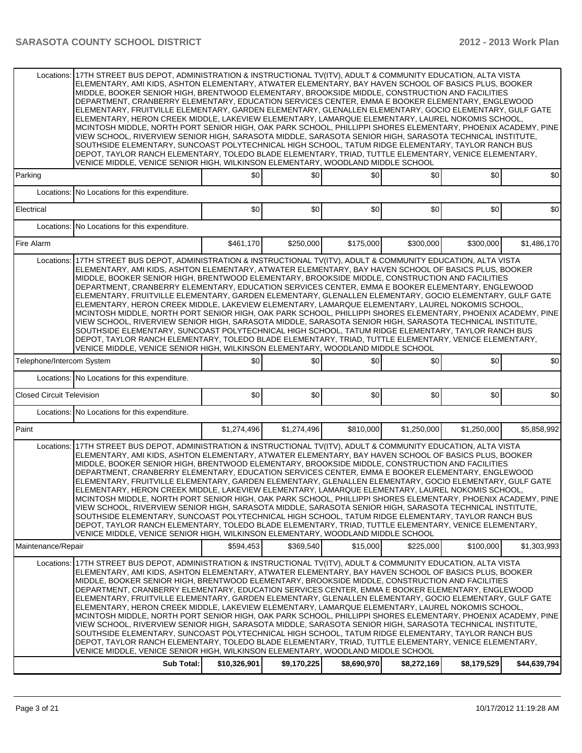| | | | | | | | |
|---|---|---|---|---|---|---|---|
| Locations: | 17TH STREET BUS DEPOT, ADMINISTRATION & INSTRUCTIONAL TV(ITV), ADULT & COMMUNITY EDUCATION, ALTA VISTA ELEMENTARY, AMI KIDS, ASHTON ELEMENTARY, ATWATER ELEMENTARY, BAY HAVEN SCHOOL OF BASICS PLUS, BOOKER MIDDLE, BOOKER SENIOR HIGH, BRENTWOOD ELEMENTARY, BROOKSIDE MIDDLE, CONSTRUCTION AND FACILITIES DEPARTMENT, CRANBERRY ELEMENTARY, EDUCATION SERVICES CENTER, EMMA E BOOKER ELEMENTARY, ENGLEWOOD ELEMENTARY, FRUITVILLE ELEMENTARY, GARDEN ELEMENTARY, GLENALLEN ELEMENTARY, GOCIO ELEMENTARY, GULF GATE ELEMENTARY, HERON CREEK MIDDLE, LAKEVIEW ELEMENTARY, LAMARQUE ELEMENTARY, LAUREL NOKOMIS SCHOOL, MCINTOSH MIDDLE, NORTH PORT SENIOR HIGH, OAK PARK SCHOOL, PHILLIPPI SHORES ELEMENTARY, PHOENIX ACADEMY, PINE VIEW SCHOOL, RIVERVIEW SENIOR HIGH, SARASOTA MIDDLE, SARASOTA SENIOR HIGH, SARASOTA TECHNICAL INSTITUTE, SOUTHSIDE ELEMENTARY, SUNCOAST POLYTECHNICAL HIGH SCHOOL, TATUM RIDGE ELEMENTARY, TAYLOR RANCH BUS DEPOT, TAYLOR RANCH ELEMENTARY, TOLEDO BLADE ELEMENTARY, TRIAD, TUTTLE ELEMENTARY, VENICE ELEMENTARY, VENICE MIDDLE, VENICE SENIOR HIGH, WILKINSON ELEMENTARY, WOODLAND MIDDLE SCHOOL | | | | | | |
| Parking | | $0 | $0 | $0 | $0 | $0 | $0 |
| Locations: | No Locations for this expenditure. | | | | | | |
| Electrical | | $0 | $0 | $0 | $0 | $0 | $0 |
| Locations: | No Locations for this expenditure. | | | | | | |
| Fire Alarm | | $461,170 | $250,000 | $175,000 | $300,000 | $300,000 | $1,486,170 |
| Locations: | 17TH STREET BUS DEPOT, ADMINISTRATION & INSTRUCTIONAL TV(ITV), ADULT & COMMUNITY EDUCATION, ALTA VISTA ELEMENTARY, AMI KIDS, ASHTON ELEMENTARY, ATWATER ELEMENTARY, BAY HAVEN SCHOOL OF BASICS PLUS, BOOKER MIDDLE, BOOKER SENIOR HIGH, BRENTWOOD ELEMENTARY, BROOKSIDE MIDDLE, CONSTRUCTION AND FACILITIES DEPARTMENT, CRANBERRY ELEMENTARY, EDUCATION SERVICES CENTER, EMMA E BOOKER ELEMENTARY, ENGLEWOOD ELEMENTARY, FRUITVILLE ELEMENTARY, GARDEN ELEMENTARY, GLENALLEN ELEMENTARY, GOCIO ELEMENTARY, GULF GATE ELEMENTARY, HERON CREEK MIDDLE, LAKEVIEW ELEMENTARY, LAMARQUE ELEMENTARY, LAUREL NOKOMIS SCHOOL, MCINTOSH MIDDLE, NORTH PORT SENIOR HIGH, OAK PARK SCHOOL, PHILLIPPI SHORES ELEMENTARY, PHOENIX ACADEMY, PINE VIEW SCHOOL, RIVERVIEW SENIOR HIGH, SARASOTA MIDDLE, SARASOTA SENIOR HIGH, SARASOTA TECHNICAL INSTITUTE, SOUTHSIDE ELEMENTARY, SUNCOAST POLYTECHNICAL HIGH SCHOOL, TATUM RIDGE ELEMENTARY, TAYLOR RANCH BUS DEPOT, TAYLOR RANCH ELEMENTARY, TOLEDO BLADE ELEMENTARY, TRIAD, TUTTLE ELEMENTARY, VENICE ELEMENTARY, VENICE MIDDLE, VENICE SENIOR HIGH, WILKINSON ELEMENTARY, WOODLAND MIDDLE SCHOOL | | | | | | |
| Telephone/Intercom System | | $0 | $0 | $0 | $0 | $0 | $0 |
| Locations: | No Locations for this expenditure. | | | | | | |
| Closed Circuit Television | | $0 | $0 | $0 | $0 | $0 | $0 |
| Locations: | No Locations for this expenditure. | | | | | | |
| Paint | | $1,274,496 | $1,274,496 | $810,000 | $1,250,000 | $1,250,000 | $5,858,992 |
| Locations: | 17TH STREET BUS DEPOT, ADMINISTRATION & INSTRUCTIONAL TV(ITV), ADULT & COMMUNITY EDUCATION, ALTA VISTA ELEMENTARY, AMI KIDS, ASHTON ELEMENTARY, ATWATER ELEMENTARY, BAY HAVEN SCHOOL OF BASICS PLUS, BOOKER MIDDLE, BOOKER SENIOR HIGH, BRENTWOOD ELEMENTARY, BROOKSIDE MIDDLE, CONSTRUCTION AND FACILITIES DEPARTMENT, CRANBERRY ELEMENTARY, EDUCATION SERVICES CENTER, EMMA E BOOKER ELEMENTARY, ENGLEWOOD ELEMENTARY, FRUITVILLE ELEMENTARY, GARDEN ELEMENTARY, GLENALLEN ELEMENTARY, GOCIO ELEMENTARY, GULF GATE ELEMENTARY, HERON CREEK MIDDLE, LAKEVIEW ELEMENTARY, LAMARQUE ELEMENTARY, LAUREL NOKOMIS SCHOOL, MCINTOSH MIDDLE, NORTH PORT SENIOR HIGH, OAK PARK SCHOOL, PHILLIPPI SHORES ELEMENTARY, PHOENIX ACADEMY, PINE VIEW SCHOOL, RIVERVIEW SENIOR HIGH, SARASOTA MIDDLE, SARASOTA SENIOR HIGH, SARASOTA TECHNICAL INSTITUTE, SOUTHSIDE ELEMENTARY, SUNCOAST POLYTECHNICAL HIGH SCHOOL, TATUM RIDGE ELEMENTARY, TAYLOR RANCH BUS DEPOT, TAYLOR RANCH ELEMENTARY, TOLEDO BLADE ELEMENTARY, TRIAD, TUTTLE ELEMENTARY, VENICE ELEMENTARY, VENICE MIDDLE, VENICE SENIOR HIGH, WILKINSON ELEMENTARY, WOODLAND MIDDLE SCHOOL | | | | | | |
| Maintenance/Repair | | $594,453 | $369,540 | $15,000 | $225,000 | $100,000 | $1,303,993 |
| Locations: | 17TH STREET BUS DEPOT, ADMINISTRATION & INSTRUCTIONAL TV(ITV), ADULT & COMMUNITY EDUCATION, ALTA VISTA ELEMENTARY, AMI KIDS, ASHTON ELEMENTARY, ATWATER ELEMENTARY, BAY HAVEN SCHOOL OF BASICS PLUS, BOOKER MIDDLE, BOOKER SENIOR HIGH, BRENTWOOD ELEMENTARY, BROOKSIDE MIDDLE, CONSTRUCTION AND FACILITIES DEPARTMENT, CRANBERRY ELEMENTARY, EDUCATION SERVICES CENTER, EMMA E BOOKER ELEMENTARY, ENGLEWOOD ELEMENTARY, FRUITVILLE ELEMENTARY, GARDEN ELEMENTARY, GLENALLEN ELEMENTARY, GOCIO ELEMENTARY, GULF GATE ELEMENTARY, HERON CREEK MIDDLE, LAKEVIEW ELEMENTARY, LAMARQUE ELEMENTARY, LAUREL NOKOMIS SCHOOL, MCINTOSH MIDDLE, NORTH PORT SENIOR HIGH, OAK PARK SCHOOL, PHILLIPPI SHORES ELEMENTARY, PHOENIX ACADEMY, PINE VIEW SCHOOL, RIVERVIEW SENIOR HIGH, SARASOTA MIDDLE, SARASOTA SENIOR HIGH, SARASOTA TECHNICAL INSTITUTE, SOUTHSIDE ELEMENTARY, SUNCOAST POLYTECHNICAL HIGH SCHOOL, TATUM RIDGE ELEMENTARY, TAYLOR RANCH BUS DEPOT, TAYLOR RANCH ELEMENTARY, TOLEDO BLADE ELEMENTARY, TRIAD, TUTTLE ELEMENTARY, VENICE ELEMENTARY, VENICE MIDDLE, VENICE SENIOR HIGH, WILKINSON ELEMENTARY, WOODLAND MIDDLE SCHOOL | | | | | | |
| | **Sub Total:** | **$10,326,901** | **$9,170,225** | **$8,690,970** | **$8,272,169** | **$8,179,529** | **$44,639,794** |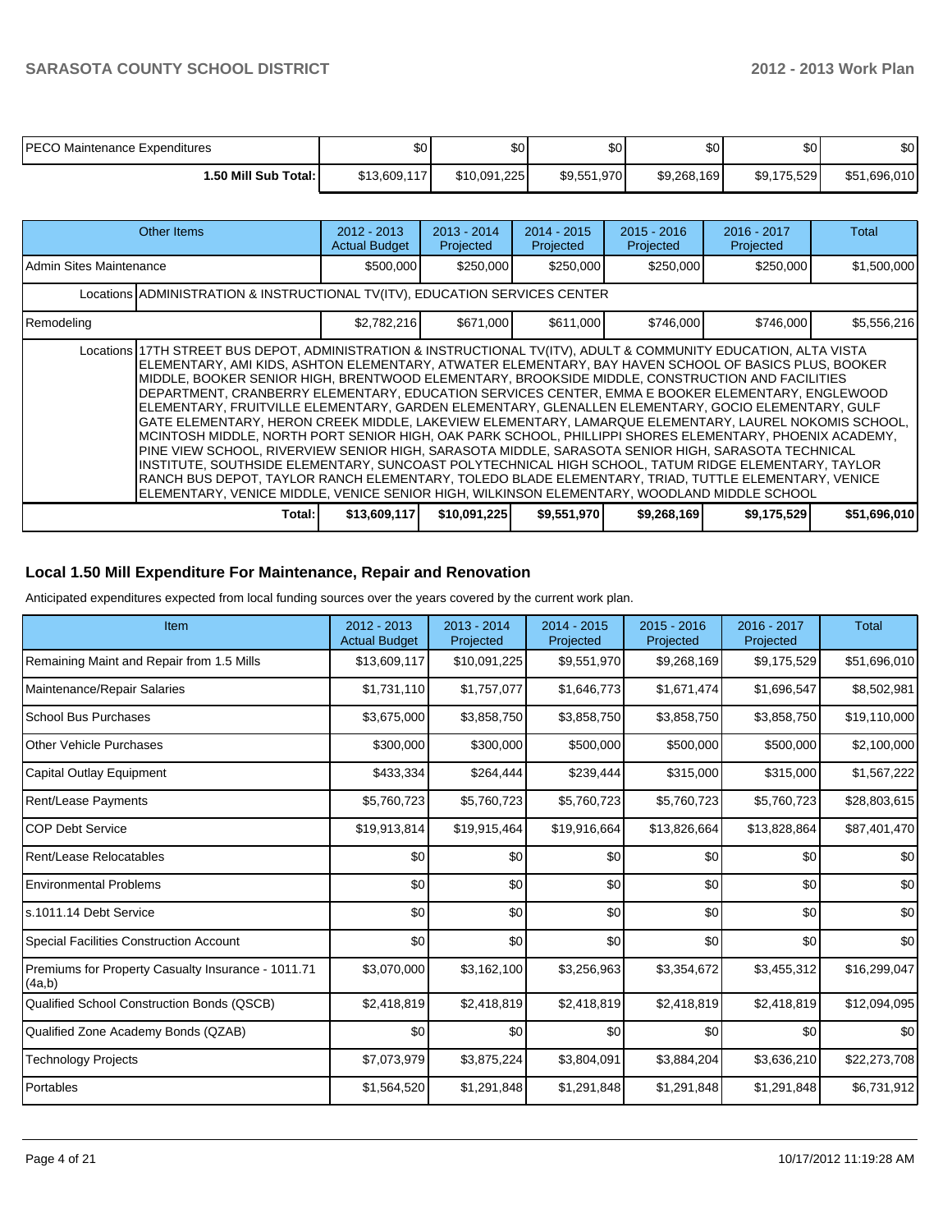| PECO Maintenance Expenditures | $0 | $0 | $0 | $0 | $0 | $0 |
|---|---|---|---|---|---|---|
| **1.50 Mill Sub Total:** | $13,609,117 | $10,091,225 | $9,551,970 | $9,268,169 | $9,175,529 | $51,696,010 |

| Other Items | | 2012 - 2013 Actual Budget | 2013 - 2014 Projected | 2014 - 2015 Projected | 2015 - 2016 Projected | 2016 - 2017 Projected | Total |
|---|---|---|---|---|---|---|---|
| Admin Sites Maintenance | | $500,000 | $250,000 | $250,000 | $250,000 | $250,000 | $1,500,000 |
| Locations | ADMINISTRATION & INSTRUCTIONAL TV(ITV), EDUCATION SERVICES CENTER | | | | | | |
| Remodeling | | $2,782,216 | $671,000 | $611,000 | $746,000 | $746,000 | $5,556,216 |
| Locations | 17TH STREET BUS DEPOT, ADMINISTRATION & INSTRUCTIONAL TV(ITV), ADULT & COMMUNITY EDUCATION, ALTA VISTA ELEMENTARY, AMI KIDS, ASHTON ELEMENTARY, ATWATER ELEMENTARY, BAY HAVEN SCHOOL OF BASICS PLUS, BOOKER MIDDLE, BOOKER SENIOR HIGH, BRENTWOOD ELEMENTARY, BROOKSIDE MIDDLE, CONSTRUCTION AND FACILITIES DEPARTMENT, CRANBERRY ELEMENTARY, EDUCATION SERVICES CENTER, EMMA E BOOKER ELEMENTARY, ENGLEWOOD ELEMENTARY, FRUITVILLE ELEMENTARY, GARDEN ELEMENTARY, GLENALLEN ELEMENTARY, GOCIO ELEMENTARY, GULF GATE ELEMENTARY, HERON CREEK MIDDLE, LAKEVIEW ELEMENTARY, LAMARQUE ELEMENTARY, LAUREL NOKOMIS SCHOOL, MCINTOSH MIDDLE, NORTH PORT SENIOR HIGH, OAK PARK SCHOOL, PHILLIPPI SHORES ELEMENTARY, PHOENIX ACADEMY, PINE VIEW SCHOOL, RIVERVIEW SENIOR HIGH, SARASOTA MIDDLE, SARASOTA SENIOR HIGH, SARASOTA TECHNICAL INSTITUTE, SOUTHSIDE ELEMENTARY, SUNCOAST POLYTECHNICAL HIGH SCHOOL, TATUM RIDGE ELEMENTARY, TAYLOR RANCH BUS DEPOT, TAYLOR RANCH ELEMENTARY, TOLEDO BLADE ELEMENTARY, TRIAD, TUTTLE ELEMENTARY, VENICE ELEMENTARY, VENICE MIDDLE, VENICE SENIOR HIGH, WILKINSON ELEMENTARY, WOODLAND MIDDLE SCHOOL | | | | | | |
| | **Total:** | $13,609,117 | $10,091,225 | $9,551,970 | $9,268,169 | $9,175,529 | $51,696,010 |

## Local 1.50 Mill Expenditure For Maintenance, Repair and Renovation

Anticipated expenditures expected from local funding sources over the years covered by the current work plan.

| Item | 2012 - 2013 Actual Budget | 2013 - 2014 Projected | 2014 - 2015 Projected | 2015 - 2016 Projected | 2016 - 2017 Projected | Total |
|---|---|---|---|---|---|---|
| Remaining Maint and Repair from 1.5 Mills | $13,609,117 | $10,091,225 | $9,551,970 | $9,268,169 | $9,175,529 | $51,696,010 |
| Maintenance/Repair Salaries | $1,731,110 | $1,757,077 | $1,646,773 | $1,671,474 | $1,696,547 | $8,502,981 |
| School Bus Purchases | $3,675,000 | $3,858,750 | $3,858,750 | $3,858,750 | $3,858,750 | $19,110,000 |
| Other Vehicle Purchases | $300,000 | $300,000 | $500,000 | $500,000 | $500,000 | $2,100,000 |
| Capital Outlay Equipment | $433,334 | $264,444 | $239,444 | $315,000 | $315,000 | $1,567,222 |
| Rent/Lease Payments | $5,760,723 | $5,760,723 | $5,760,723 | $5,760,723 | $5,760,723 | $28,803,615 |
| COP Debt Service | $19,913,814 | $19,915,464 | $19,916,664 | $13,826,664 | $13,828,864 | $87,401,470 |
| Rent/Lease Relocatables | $0 | $0 | $0 | $0 | $0 | $0 |
| Environmental Problems | $0 | $0 | $0 | $0 | $0 | $0 |
| s.1011.14 Debt Service | $0 | $0 | $0 | $0 | $0 | $0 |
| Special Facilities Construction Account | $0 | $0 | $0 | $0 | $0 | $0 |
| Premiums for Property Casualty Insurance - 1011.71 (4a,b) | $3,070,000 | $3,162,100 | $3,256,963 | $3,354,672 | $3,455,312 | $16,299,047 |
| Qualified School Construction Bonds (QSCB) | $2,418,819 | $2,418,819 | $2,418,819 | $2,418,819 | $2,418,819 | $12,094,095 |
| Qualified Zone Academy Bonds (QZAB) | $0 | $0 | $0 | $0 | $0 | $0 |
| Technology Projects | $7,073,979 | $3,875,224 | $3,804,091 | $3,884,204 | $3,636,210 | $22,273,708 |
| Portables | $1,564,520 | $1,291,848 | $1,291,848 | $1,291,848 | $1,291,848 | $6,731,912 |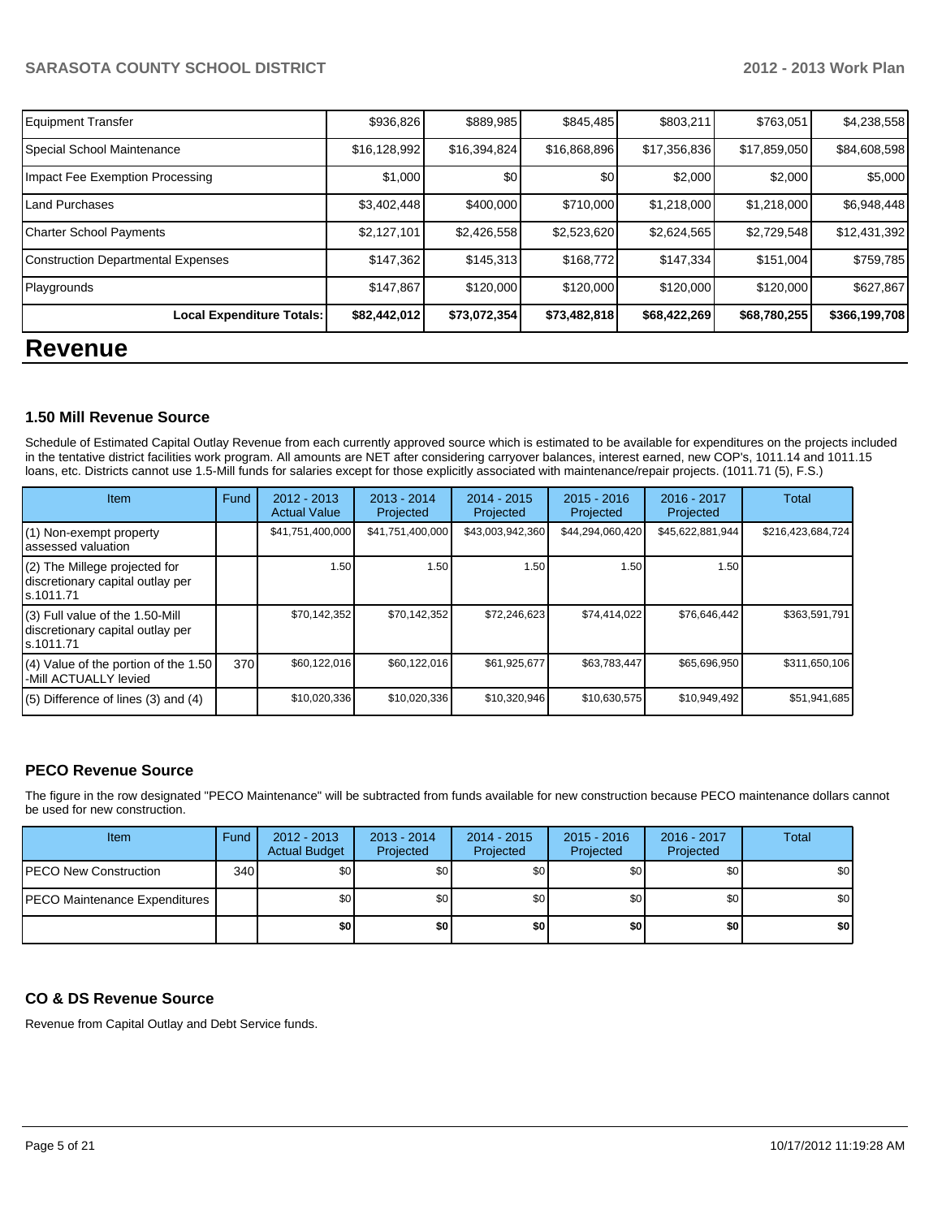| | | | | | | |
|---|---|---|---|---|---|---|
| Equipment Transfer | $936,826 | $889,985 | $845,485 | $803,211 | $763,051 | $4,238,558 |
| Special School Maintenance | $16,128,992 | $16,394,824 | $16,868,896 | $17,356,836 | $17,859,050 | $84,608,598 |
| Impact Fee Exemption Processing | $1,000 | $0 | $0 | $2,000 | $2,000 | $5,000 |
| Land Purchases | $3,402,448 | $400,000 | $710,000 | $1,218,000 | $1,218,000 | $6,948,448 |
| Charter School Payments | $2,127,101 | $2,426,558 | $2,523,620 | $2,624,565 | $2,729,548 | $12,431,392 |
| Construction Departmental Expenses | $147,362 | $145,313 | $168,772 | $147,334 | $151,004 | $759,785 |
| Playgrounds | $147,867 | $120,000 | $120,000 | $120,000 | $120,000 | $627,867 |
| **Local Expenditure Totals:** | **$82,442,012** | **$73,072,354** | **$73,482,818** | **$68,422,269** | **$68,780,255** | **$366,199,708** |

# Revenue

### 1.50 Mill Revenue Source

Schedule of Estimated Capital Outlay Revenue from each currently approved source which is estimated to be available for expenditures on the projects included in the tentative district facilities work program. All amounts are NET after considering carryover balances, interest earned, new COP's, 1011.14 and 1011.15 loans, etc. Districts cannot use 1.5-Mill funds for salaries except for those explicitly associated with maintenance/repair projects. (1011.71 (5), F.S.)

| Item | Fund | 2012 - 2013 Actual Value | 2013 - 2014 Projected | 2014 - 2015 Projected | 2015 - 2016 Projected | 2016 - 2017 Projected | Total |
|---|---|---|---|---|---|---|---|
| (1) Non-exempt property assessed valuation | | $41,751,400,000 | $41,751,400,000 | $43,003,942,360 | $44,294,060,420 | $45,622,881,944 | $216,423,684,724 |
| (2) The Millege projected for discretionary capital outlay per s.1011.71 | | 1.50 | 1.50 | 1.50 | 1.50 | 1.50 | |
| (3) Full value of the 1.50-Mill discretionary capital outlay per s.1011.71 | | $70,142,352 | $70,142,352 | $72,246,623 | $74,414,022 | $76,646,442 | $363,591,791 |
| (4) Value of the portion of the 1.50 -Mill ACTUALLY levied | 370 | $60,122,016 | $60,122,016 | $61,925,677 | $63,783,447 | $65,696,950 | $311,650,106 |
| (5) Difference of lines (3) and (4) | | $10,020,336 | $10,020,336 | $10,320,946 | $10,630,575 | $10,949,492 | $51,941,685 |

### PECO Revenue Source

The figure in the row designated "PECO Maintenance" will be subtracted from funds available for new construction because PECO maintenance dollars cannot be used for new construction.

| Item | Fund | 2012 - 2013 Actual Budget | 2013 - 2014 Projected | 2014 - 2015 Projected | 2015 - 2016 Projected | 2016 - 2017 Projected | Total |
|---|---|---|---|---|---|---|---|
| PECO New Construction | 340 | $0 | $0 | $0 | $0 | $0 | $0 |
| PECO Maintenance Expenditures | | $0 | $0 | $0 | $0 | $0 | $0 |
| | | **$0** | **$0** | **$0** | **$0** | **$0** | **$0** |

### CO & DS Revenue Source

Revenue from Capital Outlay and Debt Service funds.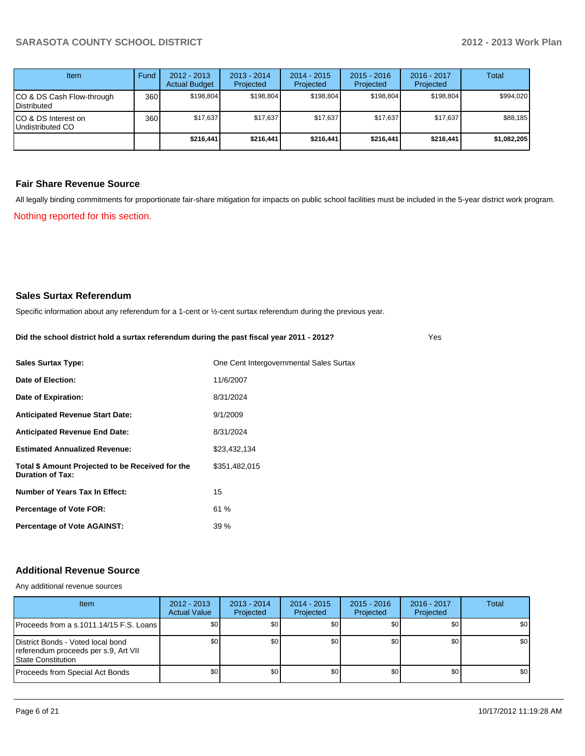| Item | Fund | 2012 - 2013 Actual Budget | 2013 - 2014 Projected | 2014 - 2015 Projected | 2015 - 2016 Projected | 2016 - 2017 Projected | Total |
|---|---|---|---|---|---|---|---|
| CO & DS Cash Flow-through Distributed | 360 | $198,804 | $198,804 | $198,804 | $198,804 | $198,804 | $994,020 |
| CO & DS Interest on Undistributed CO | 360 | $17,637 | $17,637 | $17,637 | $17,637 | $17,637 | $88,185 |
| | | **$216,441** | **$216,441** | **$216,441** | **$216,441** | **$216,441** | **$1,082,205** |

## Fair Share Revenue Source

All legally binding commitments for proportionate fair-share mitigation for impacts on public school facilities must be included in the 5-year district work program.

Nothing reported for this section.

## Sales Surtax Referendum

Specific information about any referendum for a 1-cent or ½-cent surtax referendum during the previous year.

**Did the school district hold a surtax referendum during the past fiscal year 2011 - 2012?** Yes

| | |
|---|---|
| **Sales Surtax Type:** | One Cent Intergovernmental Sales Surtax |
| **Date of Election:** | 11/6/2007 |
| **Date of Expiration:** | 8/31/2024 |
| **Anticipated Revenue Start Date:** | 9/1/2009 |
| **Anticipated Revenue End Date:** | 8/31/2024 |
| **Estimated Annualized Revenue:** | $23,432,134 |
| **Total $ Amount Projected to be Received for the Duration of Tax:** | $351,482,015 |
| **Number of Years Tax In Effect:** | 15 |
| **Percentage of Vote FOR:** | 61 % |
| **Percentage of Vote AGAINST:** | 39 % |

## Additional Revenue Source

Any additional revenue sources

| Item | 2012 - 2013 Actual Value | 2013 - 2014 Projected | 2014 - 2015 Projected | 2015 - 2016 Projected | 2016 - 2017 Projected | Total |
|---|---|---|---|---|---|---|
| Proceeds from a s.1011.14/15 F.S. Loans | $0 | $0 | $0 | $0 | $0 | $0 |
| District Bonds - Voted local bond referendum proceeds per s.9, Art VII State Constitution | $0 | $0 | $0 | $0 | $0 | $0 |
| Proceeds from Special Act Bonds | $0 | $0 | $0 | $0 | $0 | $0 |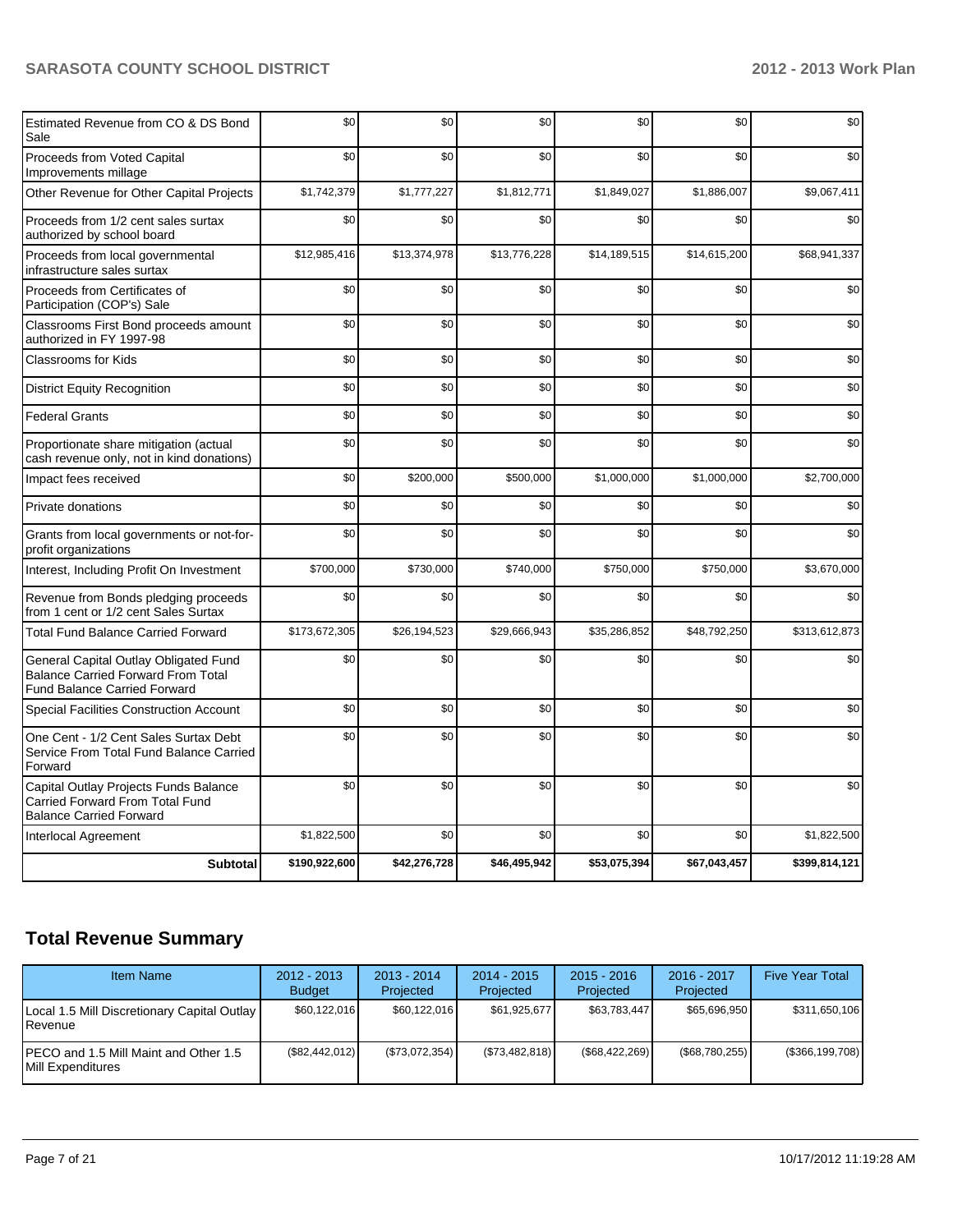| | | | | | | |
|---|---|---|---|---|---|---|
| Estimated Revenue from CO & DS Bond Sale | $0 | $0 | $0 | $0 | $0 | $0 |
| Proceeds from Voted Capital Improvements millage | $0 | $0 | $0 | $0 | $0 | $0 |
| Other Revenue for Other Capital Projects | $1,742,379 | $1,777,227 | $1,812,771 | $1,849,027 | $1,886,007 | $9,067,411 |
| Proceeds from 1/2 cent sales surtax authorized by school board | $0 | $0 | $0 | $0 | $0 | $0 |
| Proceeds from local governmental infrastructure sales surtax | $12,985,416 | $13,374,978 | $13,776,228 | $14,189,515 | $14,615,200 | $68,941,337 |
| Proceeds from Certificates of Participation (COP's) Sale | $0 | $0 | $0 | $0 | $0 | $0 |
| Classrooms First Bond proceeds amount authorized in FY 1997-98 | $0 | $0 | $0 | $0 | $0 | $0 |
| Classrooms for Kids | $0 | $0 | $0 | $0 | $0 | $0 |
| District Equity Recognition | $0 | $0 | $0 | $0 | $0 | $0 |
| Federal Grants | $0 | $0 | $0 | $0 | $0 | $0 |
| Proportionate share mitigation (actual cash revenue only, not in kind donations) | $0 | $0 | $0 | $0 | $0 | $0 |
| Impact fees received | $0 | $200,000 | $500,000 | $1,000,000 | $1,000,000 | $2,700,000 |
| Private donations | $0 | $0 | $0 | $0 | $0 | $0 |
| Grants from local governments or not-for-profit organizations | $0 | $0 | $0 | $0 | $0 | $0 |
| Interest, Including Profit On Investment | $700,000 | $730,000 | $740,000 | $750,000 | $750,000 | $3,670,000 |
| Revenue from Bonds pledging proceeds from 1 cent or 1/2 cent Sales Surtax | $0 | $0 | $0 | $0 | $0 | $0 |
| Total Fund Balance Carried Forward | $173,672,305 | $26,194,523 | $29,666,943 | $35,286,852 | $48,792,250 | $313,612,873 |
| General Capital Outlay Obligated Fund Balance Carried Forward From Total Fund Balance Carried Forward | $0 | $0 | $0 | $0 | $0 | $0 |
| Special Facilities Construction Account | $0 | $0 | $0 | $0 | $0 | $0 |
| One Cent - 1/2 Cent Sales Surtax Debt Service From Total Fund Balance Carried Forward | $0 | $0 | $0 | $0 | $0 | $0 |
| Capital Outlay Projects Funds Balance Carried Forward From Total Fund Balance Carried Forward | $0 | $0 | $0 | $0 | $0 | $0 |
| Interlocal Agreement | $1,822,500 | $0 | $0 | $0 | $0 | $1,822,500 |
| **Subtotal** | **$190,922,600** | **$42,276,728** | **$46,495,942** | **$53,075,394** | **$67,043,457** | **$399,814,121** |

## Total Revenue Summary

| Item Name | 2012 - 2013 Budget | 2013 - 2014 Projected | 2014 - 2015 Projected | 2015 - 2016 Projected | 2016 - 2017 Projected | Five Year Total |
|---|---|---|---|---|---|---|
| Local 1.5 Mill Discretionary Capital Outlay Revenue | $60,122,016 | $60,122,016 | $61,925,677 | $63,783,447 | $65,696,950 | $311,650,106 |
| PECO and 1.5 Mill Maint and Other 1.5 Mill Expenditures | ($82,442,012) | ($73,072,354) | ($73,482,818) | ($68,422,269) | ($68,780,255) | ($366,199,708) |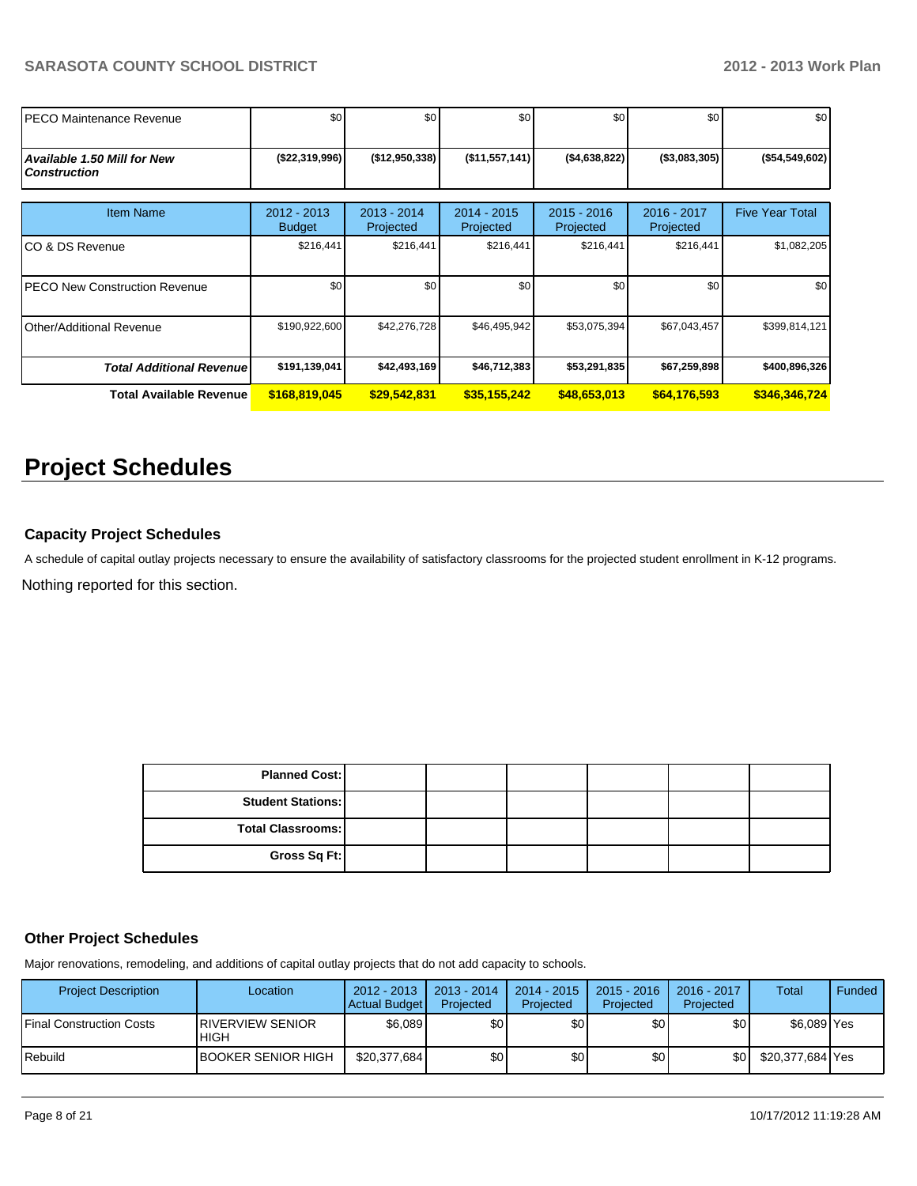| | | | | | | |
|---|---|---|---|---|---|---|
| PECO Maintenance Revenue | $0 | $0 | $0 | $0 | $0 | $0 |
| ***Available 1.50 Mill for New Construction*** | **($22,319,996)** | **($12,950,338)** | **($11,557,141)** | **($4,638,822)** | **($3,083,305)** | **($54,549,602)** |

| Item Name | 2012 - 2013 Budget | 2013 - 2014 Projected | 2014 - 2015 Projected | 2015 - 2016 Projected | 2016 - 2017 Projected | Five Year Total |
|---|---|---|---|---|---|---|
| CO & DS Revenue | $216,441 | $216,441 | $216,441 | $216,441 | $216,441 | $1,082,205 |
| PECO New Construction Revenue | $0 | $0 | $0 | $0 | $0 | $0 |
| Other/Additional Revenue | $190,922,600 | $42,276,728 | $46,495,942 | $53,075,394 | $67,043,457 | $399,814,121 |
| ***Total Additional Revenue*** | **$191,139,041** | **$42,493,169** | **$46,712,383** | **$53,291,835** | **$67,259,898** | **$400,896,326** |
| **Total Available Revenue** | **$168,819,045** | **$29,542,831** | **$35,155,242** | **$48,653,013** | **$64,176,593** | **$346,346,724** |

# Project Schedules

### Capacity Project Schedules

A schedule of capital outlay projects necessary to ensure the availability of satisfactory classrooms for the projected student enrollment in K-12 programs.

Nothing reported for this section.

| | | | | | |
|---|---|---|---|---|---|
| **Planned Cost:** | | | | | |
| **Student Stations:** | | | | | |
| **Total Classrooms:** | | | | | |
| **Gross Sq Ft:** | | | | | |

### Other Project Schedules

Major renovations, remodeling, and additions of capital outlay projects that do not add capacity to schools.

| Project Description | Location | 2012 - 2013 Actual Budget | 2013 - 2014 Projected | 2014 - 2015 Projected | 2015 - 2016 Projected | 2016 - 2017 Projected | Total | Funded |
|---|---|---|---|---|---|---|---|---|
| Final Construction Costs | RIVERVIEW SENIOR HIGH | $6,089 | $0 | $0 | $0 | $0 | $6,089 | Yes |
| Rebuild | BOOKER SENIOR HIGH | $20,377,684 | $0 | $0 | $0 | $0 | $20,377,684 | Yes |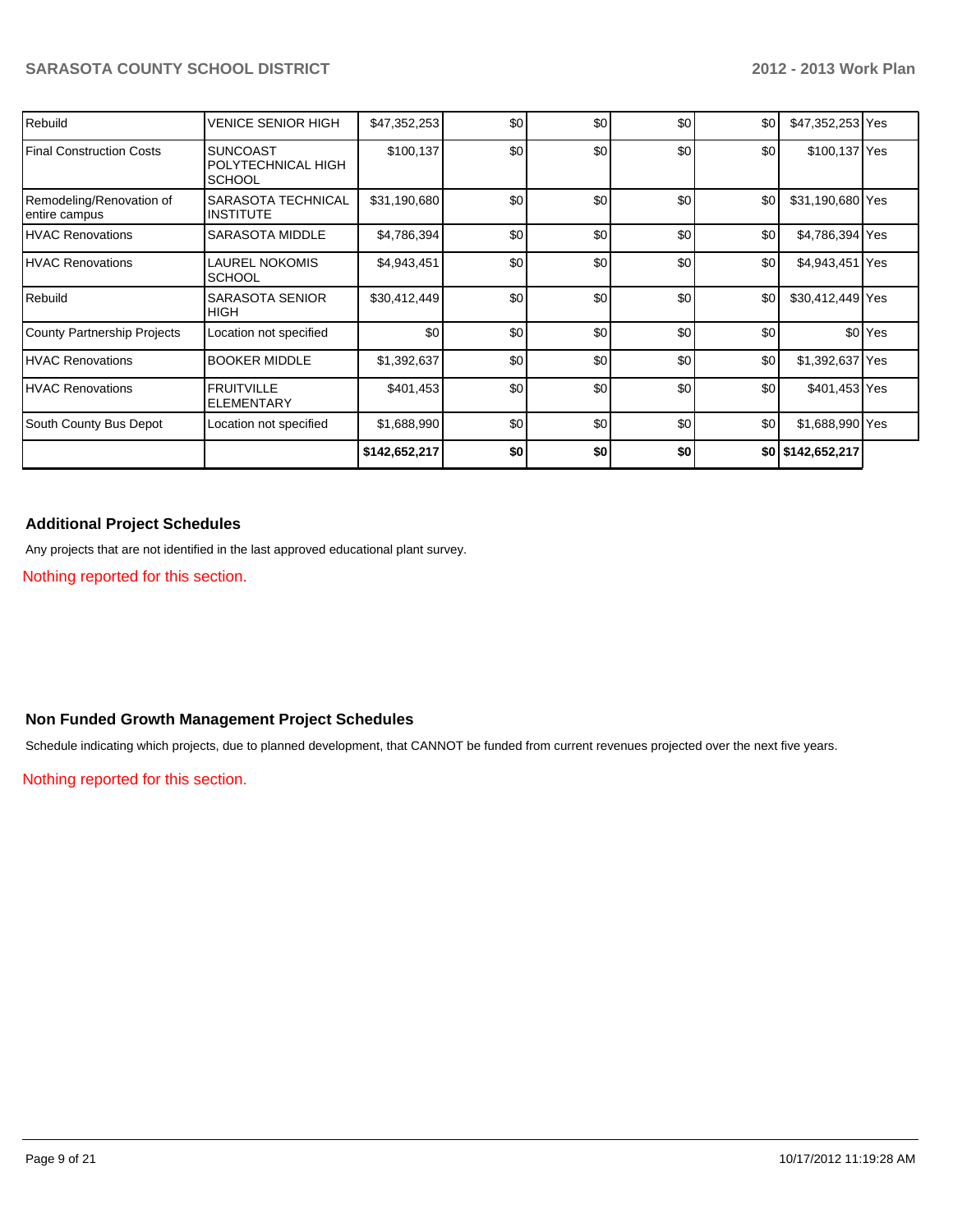| | | | | | | | | |
|---|---|---|---|---|---|---|---|---|
| Rebuild | VENICE SENIOR HIGH | $47,352,253 | $0 | $0 | $0 | $0 | $47,352,253 | Yes |
| Final Construction Costs | SUNCOAST POLYTECHNICAL HIGH SCHOOL | $100,137 | $0 | $0 | $0 | $0 | $100,137 | Yes |
| Remodeling/Renovation of entire campus | SARASOTA TECHNICAL INSTITUTE | $31,190,680 | $0 | $0 | $0 | $0 | $31,190,680 | Yes |
| HVAC Renovations | SARASOTA MIDDLE | $4,786,394 | $0 | $0 | $0 | $0 | $4,786,394 | Yes |
| HVAC Renovations | LAUREL NOKOMIS SCHOOL | $4,943,451 | $0 | $0 | $0 | $0 | $4,943,451 | Yes |
| Rebuild | SARASOTA SENIOR HIGH | $30,412,449 | $0 | $0 | $0 | $0 | $30,412,449 | Yes |
| County Partnership Projects | Location not specified | $0 | $0 | $0 | $0 | $0 | $0 | Yes |
| HVAC Renovations | BOOKER MIDDLE | $1,392,637 | $0 | $0 | $0 | $0 | $1,392,637 | Yes |
| HVAC Renovations | FRUITVILLE ELEMENTARY | $401,453 | $0 | $0 | $0 | $0 | $401,453 | Yes |
| South County Bus Depot | Location not specified | $1,688,990 | $0 | $0 | $0 | $0 | $1,688,990 | Yes |
| | | **$142,652,217** | **$0** | **$0** | **$0** | **$0** | **$142,652,217** | |

## Additional Project Schedules

Any projects that are not identified in the last approved educational plant survey.

Nothing reported for this section.

## Non Funded Growth Management Project Schedules

Schedule indicating which projects, due to planned development, that CANNOT be funded from current revenues projected over the next five years.

Nothing reported for this section.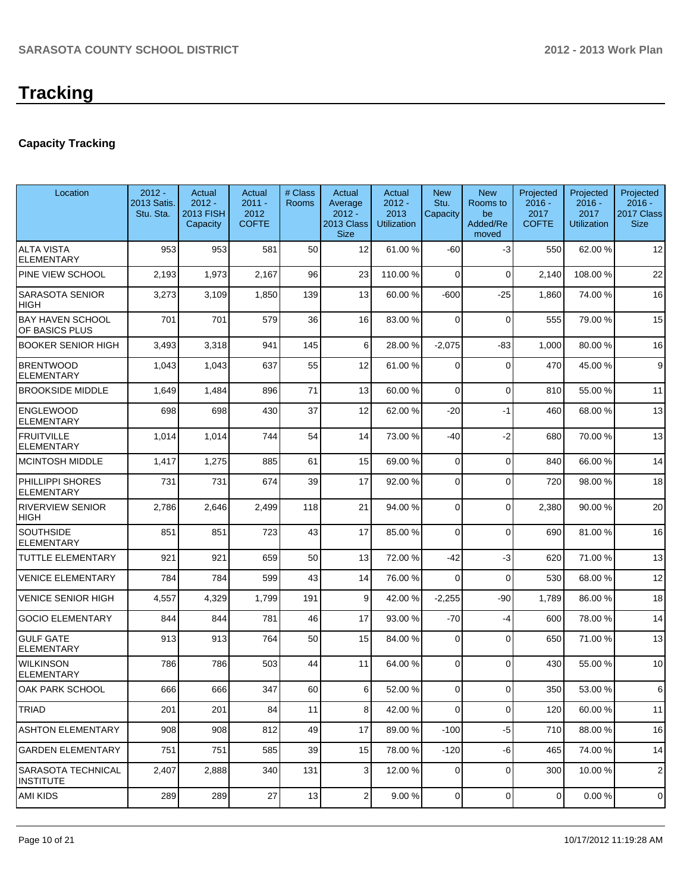# Tracking

## Capacity Tracking

| Location | 2012 - 2013 Satis. Stu. Sta. | Actual 2012 - 2013 FISH Capacity | Actual 2011 - 2012 COFTE | # Class Rooms | Actual Average 2012 - 2013 Class Size | Actual 2012 - 2013 Utilization | New Stu. Capacity | New Rooms to be Added/Removed | Projected 2016 - 2017 COFTE | Projected 2016 - 2017 Utilization | Projected 2016 - 2017 Class Size |
|---|---|---|---|---|---|---|---|---|---|---|---|
| ALTA VISTA ELEMENTARY | 953 | 953 | 581 | 50 | 12 | 61.00 % | -60 | -3 | 550 | 62.00 % | 12 |
| PINE VIEW SCHOOL | 2,193 | 1,973 | 2,167 | 96 | 23 | 110.00 % | 0 | 0 | 2,140 | 108.00 % | 22 |
| SARASOTA SENIOR HIGH | 3,273 | 3,109 | 1,850 | 139 | 13 | 60.00 % | -600 | -25 | 1,860 | 74.00 % | 16 |
| BAY HAVEN SCHOOL OF BASICS PLUS | 701 | 701 | 579 | 36 | 16 | 83.00 % | 0 | 0 | 555 | 79.00 % | 15 |
| BOOKER SENIOR HIGH | 3,493 | 3,318 | 941 | 145 | 6 | 28.00 % | -2,075 | -83 | 1,000 | 80.00 % | 16 |
| BRENTWOOD ELEMENTARY | 1,043 | 1,043 | 637 | 55 | 12 | 61.00 % | 0 | 0 | 470 | 45.00 % | 9 |
| BROOKSIDE MIDDLE | 1,649 | 1,484 | 896 | 71 | 13 | 60.00 % | 0 | 0 | 810 | 55.00 % | 11 |
| ENGLEWOOD ELEMENTARY | 698 | 698 | 430 | 37 | 12 | 62.00 % | -20 | -1 | 460 | 68.00 % | 13 |
| FRUITVILLE ELEMENTARY | 1,014 | 1,014 | 744 | 54 | 14 | 73.00 % | -40 | -2 | 680 | 70.00 % | 13 |
| MCINTOSH MIDDLE | 1,417 | 1,275 | 885 | 61 | 15 | 69.00 % | 0 | 0 | 840 | 66.00 % | 14 |
| PHILLIPPI SHORES ELEMENTARY | 731 | 731 | 674 | 39 | 17 | 92.00 % | 0 | 0 | 720 | 98.00 % | 18 |
| RIVERVIEW SENIOR HIGH | 2,786 | 2,646 | 2,499 | 118 | 21 | 94.00 % | 0 | 0 | 2,380 | 90.00 % | 20 |
| SOUTHSIDE ELEMENTARY | 851 | 851 | 723 | 43 | 17 | 85.00 % | 0 | 0 | 690 | 81.00 % | 16 |
| TUTTLE ELEMENTARY | 921 | 921 | 659 | 50 | 13 | 72.00 % | -42 | -3 | 620 | 71.00 % | 13 |
| VENICE ELEMENTARY | 784 | 784 | 599 | 43 | 14 | 76.00 % | 0 | 0 | 530 | 68.00 % | 12 |
| VENICE SENIOR HIGH | 4,557 | 4,329 | 1,799 | 191 | 9 | 42.00 % | -2,255 | -90 | 1,789 | 86.00 % | 18 |
| GOCIO ELEMENTARY | 844 | 844 | 781 | 46 | 17 | 93.00 % | -70 | -4 | 600 | 78.00 % | 14 |
| GULF GATE ELEMENTARY | 913 | 913 | 764 | 50 | 15 | 84.00 % | 0 | 0 | 650 | 71.00 % | 13 |
| WILKINSON ELEMENTARY | 786 | 786 | 503 | 44 | 11 | 64.00 % | 0 | 0 | 430 | 55.00 % | 10 |
| OAK PARK SCHOOL | 666 | 666 | 347 | 60 | 6 | 52.00 % | 0 | 0 | 350 | 53.00 % | 6 |
| TRIAD | 201 | 201 | 84 | 11 | 8 | 42.00 % | 0 | 0 | 120 | 60.00 % | 11 |
| ASHTON ELEMENTARY | 908 | 908 | 812 | 49 | 17 | 89.00 % | -100 | -5 | 710 | 88.00 % | 16 |
| GARDEN ELEMENTARY | 751 | 751 | 585 | 39 | 15 | 78.00 % | -120 | -6 | 465 | 74.00 % | 14 |
| SARASOTA TECHNICAL INSTITUTE | 2,407 | 2,888 | 340 | 131 | 3 | 12.00 % | 0 | 0 | 300 | 10.00 % | 2 |
| AMI KIDS | 289 | 289 | 27 | 13 | 2 | 9.00 % | 0 | 0 | 0 | 0.00 % | 0 |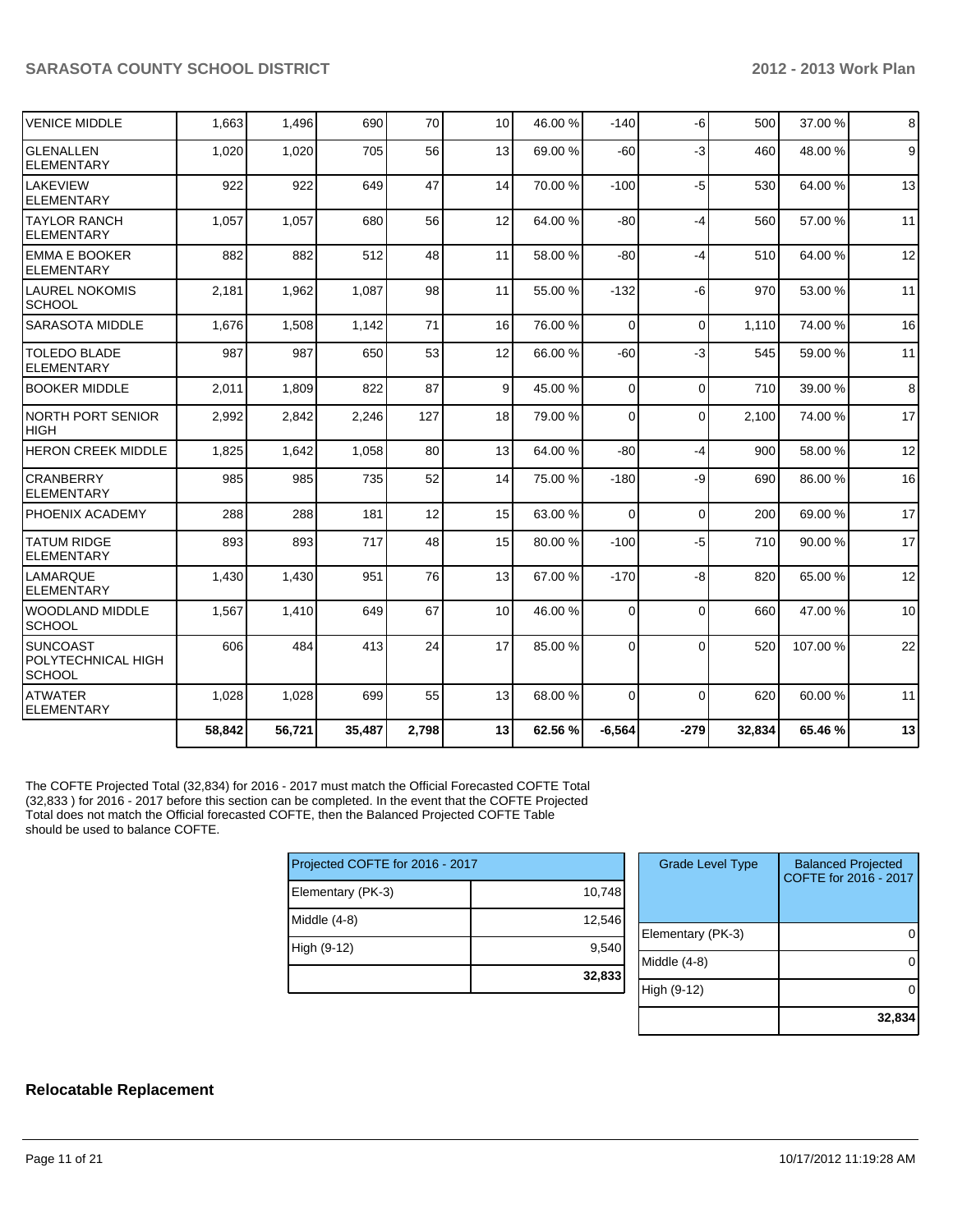| | | | | | | | | | | | |
|---|---|---|---|---|---|---|---|---|---|---|---|
| VENICE MIDDLE | 1,663 | 1,496 | 690 | 70 | 10 | 46.00 % | -140 | -6 | 500 | 37.00 % | 8 |
| GLENALLEN ELEMENTARY | 1,020 | 1,020 | 705 | 56 | 13 | 69.00 % | -60 | -3 | 460 | 48.00 % | 9 |
| LAKEVIEW ELEMENTARY | 922 | 922 | 649 | 47 | 14 | 70.00 % | -100 | -5 | 530 | 64.00 % | 13 |
| TAYLOR RANCH ELEMENTARY | 1,057 | 1,057 | 680 | 56 | 12 | 64.00 % | -80 | -4 | 560 | 57.00 % | 11 |
| EMMA E BOOKER ELEMENTARY | 882 | 882 | 512 | 48 | 11 | 58.00 % | -80 | -4 | 510 | 64.00 % | 12 |
| LAUREL NOKOMIS SCHOOL | 2,181 | 1,962 | 1,087 | 98 | 11 | 55.00 % | -132 | -6 | 970 | 53.00 % | 11 |
| SARASOTA MIDDLE | 1,676 | 1,508 | 1,142 | 71 | 16 | 76.00 % | 0 | 0 | 1,110 | 74.00 % | 16 |
| TOLEDO BLADE ELEMENTARY | 987 | 987 | 650 | 53 | 12 | 66.00 % | -60 | -3 | 545 | 59.00 % | 11 |
| BOOKER MIDDLE | 2,011 | 1,809 | 822 | 87 | 9 | 45.00 % | 0 | 0 | 710 | 39.00 % | 8 |
| NORTH PORT SENIOR HIGH | 2,992 | 2,842 | 2,246 | 127 | 18 | 79.00 % | 0 | 0 | 2,100 | 74.00 % | 17 |
| HERON CREEK MIDDLE | 1,825 | 1,642 | 1,058 | 80 | 13 | 64.00 % | -80 | -4 | 900 | 58.00 % | 12 |
| CRANBERRY ELEMENTARY | 985 | 985 | 735 | 52 | 14 | 75.00 % | -180 | -9 | 690 | 86.00 % | 16 |
| PHOENIX ACADEMY | 288 | 288 | 181 | 12 | 15 | 63.00 % | 0 | 0 | 200 | 69.00 % | 17 |
| TATUM RIDGE ELEMENTARY | 893 | 893 | 717 | 48 | 15 | 80.00 % | -100 | -5 | 710 | 90.00 % | 17 |
| LAMARQUE ELEMENTARY | 1,430 | 1,430 | 951 | 76 | 13 | 67.00 % | -170 | -8 | 820 | 65.00 % | 12 |
| WOODLAND MIDDLE SCHOOL | 1,567 | 1,410 | 649 | 67 | 10 | 46.00 % | 0 | 0 | 660 | 47.00 % | 10 |
| SUNCOAST POLYTECHNICAL HIGH SCHOOL | 606 | 484 | 413 | 24 | 17 | 85.00 % | 0 | 0 | 520 | 107.00 % | 22 |
| ATWATER ELEMENTARY | 1,028 | 1,028 | 699 | 55 | 13 | 68.00 % | 0 | 0 | 620 | 60.00 % | 11 |
| | **58,842** | **56,721** | **35,487** | **2,798** | **13** | **62.56 %** | **-6,564** | **-279** | **32,834** | **65.46 %** | **13** |

The COFTE Projected Total (32,834) for 2016 - 2017 must match the Official Forecasted COFTE Total (32,833 ) for 2016 - 2017 before this section can be completed. In the event that the COFTE Projected Total does not match the Official forecasted COFTE, then the Balanced Projected COFTE Table should be used to balance COFTE.

| Projected COFTE for 2016 - 2017 | |
|---|---|
| Elementary (PK-3) | 10,748 |
| Middle (4-8) | 12,546 |
| High (9-12) | 9,540 |
| | **32,833** |

| Grade Level Type | Balanced Projected COFTE for 2016 - 2017 |
|---|---|
| Elementary (PK-3) | 0 |
| Middle (4-8) | 0 |
| High (9-12) | 0 |
| | **32,834** |

## Relocatable Replacement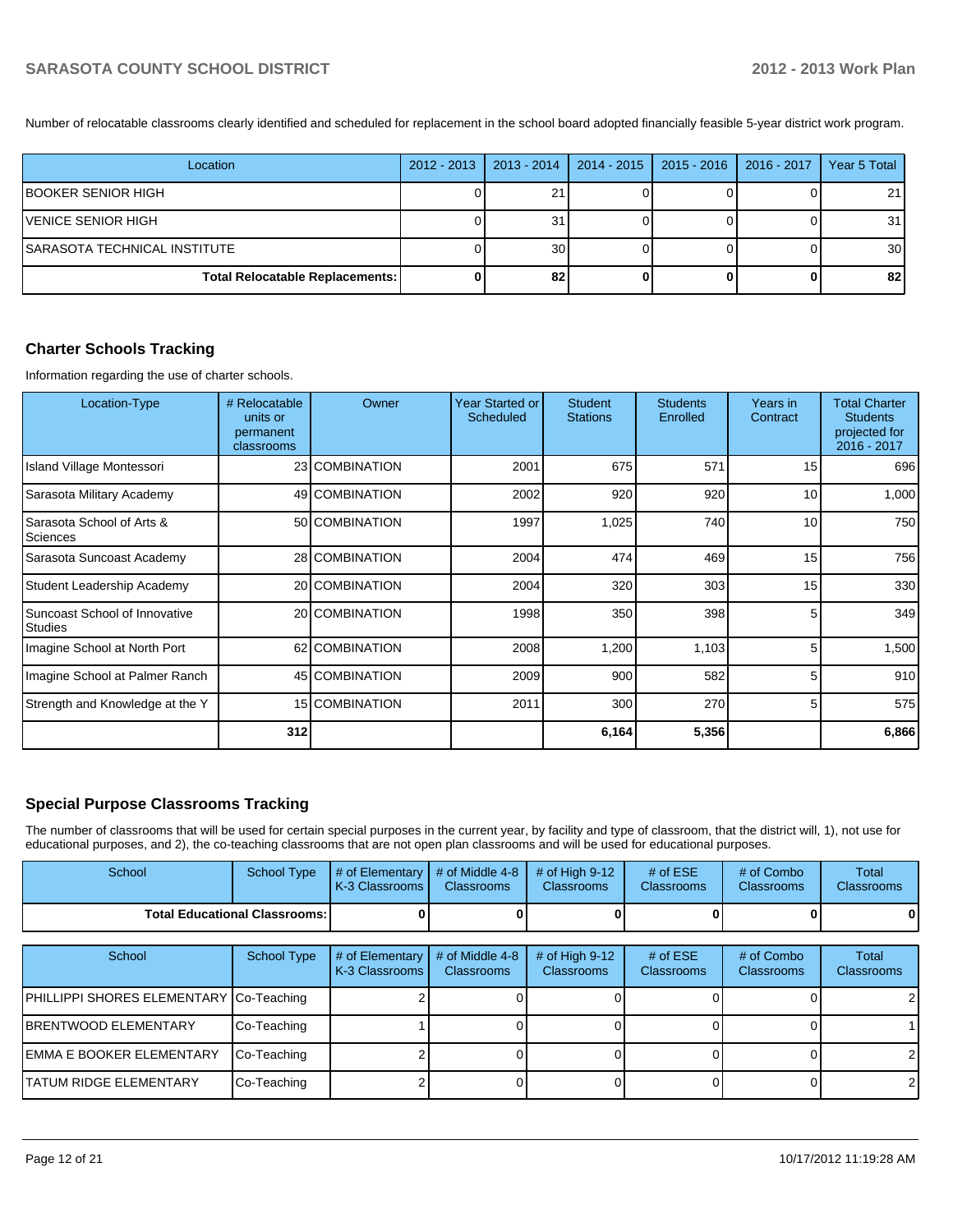Number of relocatable classrooms clearly identified and scheduled for replacement in the school board adopted financially feasible 5-year district work program.

| Location | 2012 - 2013 | 2013 - 2014 | 2014 - 2015 | 2015 - 2016 | 2016 - 2017 | Year 5 Total |
|---|---|---|---|---|---|---|
| BOOKER SENIOR HIGH | 0 | 21 | 0 | 0 | 0 | 21 |
| VENICE SENIOR HIGH | 0 | 31 | 0 | 0 | 0 | 31 |
| SARASOTA TECHNICAL INSTITUTE | 0 | 30 | 0 | 0 | 0 | 30 |
| **Total Relocatable Replacements:** | **0** | **82** | **0** | **0** | **0** | **82** |

## Charter Schools Tracking

Information regarding the use of charter schools.

| Location-Type | # Relocatable units or permanent classrooms | Owner | Year Started or Scheduled | Student Stations | Students Enrolled | Years in Contract | Total Charter Students projected for 2016 - 2017 |
|---|---|---|---|---|---|---|---|
| Island Village Montessori | 23 | COMBINATION | 2001 | 675 | 571 | 15 | 696 |
| Sarasota Military Academy | 49 | COMBINATION | 2002 | 920 | 920 | 10 | 1,000 |
| Sarasota School of Arts & Sciences | 50 | COMBINATION | 1997 | 1,025 | 740 | 10 | 750 |
| Sarasota Suncoast Academy | 28 | COMBINATION | 2004 | 474 | 469 | 15 | 756 |
| Student Leadership Academy | 20 | COMBINATION | 2004 | 320 | 303 | 15 | 330 |
| Suncoast School of Innovative Studies | 20 | COMBINATION | 1998 | 350 | 398 | 5 | 349 |
| Imagine School at North Port | 62 | COMBINATION | 2008 | 1,200 | 1,103 | 5 | 1,500 |
| Imagine School at Palmer Ranch | 45 | COMBINATION | 2009 | 900 | 582 | 5 | 910 |
| Strength and Knowledge at the Y | 15 | COMBINATION | 2011 | 300 | 270 | 5 | 575 |
| | **312** | | | **6,164** | **5,356** | | **6,866** |

## Special Purpose Classrooms Tracking

The number of classrooms that will be used for certain special purposes in the current year, by facility and type of classroom, that the district will, 1), not use for educational purposes, and 2), the co-teaching classrooms that are not open plan classrooms and will be used for educational purposes.

| School | School Type | # of Elementary K-3 Classrooms | # of Middle 4-8 Classrooms | # of High 9-12 Classrooms | # of ESE Classrooms | # of Combo Classrooms | Total Classrooms |
|---|---|---|---|---|---|---|---|
| **Total Educational Classrooms:** | | **0** | **0** | **0** | **0** | **0** | **0** |

| School | School Type | # of Elementary K-3 Classrooms | # of Middle 4-8 Classrooms | # of High 9-12 Classrooms | # of ESE Classrooms | # of Combo Classrooms | Total Classrooms |
|---|---|---|---|---|---|---|---|
| PHILLIPPI SHORES ELEMENTARY | Co-Teaching | 2 | 0 | 0 | 0 | 0 | 2 |
| BRENTWOOD ELEMENTARY | Co-Teaching | 1 | 0 | 0 | 0 | 0 | 1 |
| EMMA E BOOKER ELEMENTARY | Co-Teaching | 2 | 0 | 0 | 0 | 0 | 2 |
| TATUM RIDGE ELEMENTARY | Co-Teaching | 2 | 0 | 0 | 0 | 0 | 2 |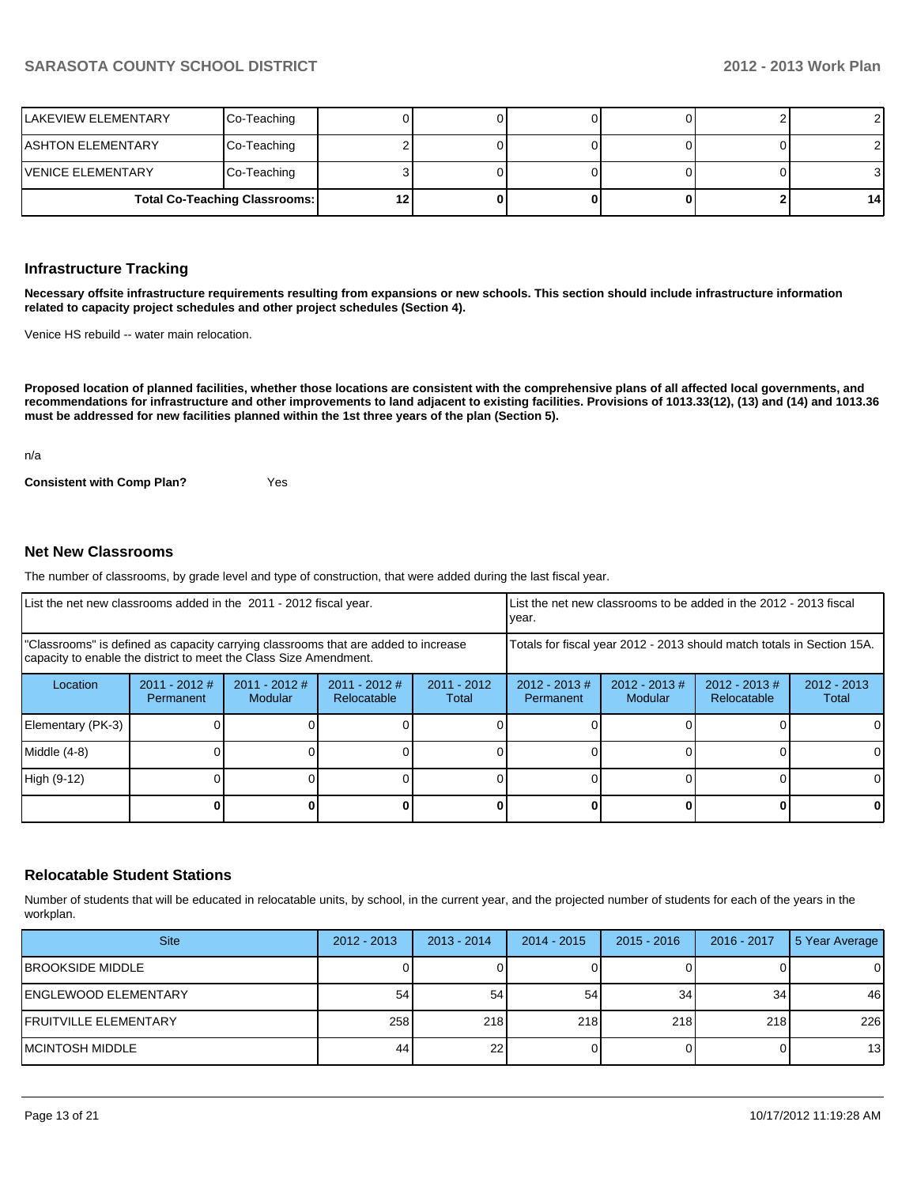| | | | | | | | |
|---|---|---|---|---|---|---|---|
| LAKEVIEW ELEMENTARY | Co-Teaching | 0 | 0 | 0 | 0 | 2 | 2 |
| ASHTON ELEMENTARY | Co-Teaching | 2 | 0 | 0 | 0 | 0 | 2 |
| VENICE ELEMENTARY | Co-Teaching | 3 | 0 | 0 | 0 | 0 | 3 |
| Total Co-Teaching Classrooms: | | **12** | **0** | **0** | **0** | **2** | **14** |

## Infrastructure Tracking

**Necessary offsite infrastructure requirements resulting from expansions or new schools. This section should include infrastructure information related to capacity project schedules and other project schedules (Section 4).**

Venice HS rebuild -- water main relocation.

**Proposed location of planned facilities, whether those locations are consistent with the comprehensive plans of all affected local governments, and recommendations for infrastructure and other improvements to land adjacent to existing facilities. Provisions of 1013.33(12), (13) and (14) and 1013.36 must be addressed for new facilities planned within the 1st three years of the plan (Section 5).**

n/a

**Consistent with Comp Plan?** Yes

## Net New Classrooms

The number of classrooms, by grade level and type of construction, that were added during the last fiscal year.

| List the net new classrooms added in the 2011 - 2012 fiscal year. | | | | | List the net new classrooms to be added in the 2012 - 2013 fiscal year. | | | |
|---|---|---|---|---|---|---|---|---|
| "Classrooms" is defined as capacity carrying classrooms that are added to increase capacity to enable the district to meet the Class Size Amendment. | | | | | Totals for fiscal year 2012 - 2013 should match totals in Section 15A. | | | |
| Location | 2011 - 2012 # Permanent | 2011 - 2012 # Modular | 2011 - 2012 # Relocatable | 2011 - 2012 Total | 2012 - 2013 # Permanent | 2012 - 2013 # Modular | 2012 - 2013 # Relocatable | 2012 - 2013 Total |
| Elementary (PK-3) | 0 | 0 | 0 | 0 | 0 | 0 | 0 | 0 |
| Middle (4-8) | 0 | 0 | 0 | 0 | 0 | 0 | 0 | 0 |
| High (9-12) | 0 | 0 | 0 | 0 | 0 | 0 | 0 | 0 |
| | **0** | **0** | **0** | **0** | **0** | **0** | **0** | **0** |

## Relocatable Student Stations

Number of students that will be educated in relocatable units, by school, in the current year, and the projected number of students for each of the years in the workplan.

| Site | 2012 - 2013 | 2013 - 2014 | 2014 - 2015 | 2015 - 2016 | 2016 - 2017 | 5 Year Average |
|---|---|---|---|---|---|---|
| BROOKSIDE MIDDLE | 0 | 0 | 0 | 0 | 0 | 0 |
| ENGLEWOOD ELEMENTARY | 54 | 54 | 54 | 34 | 34 | 46 |
| FRUITVILLE ELEMENTARY | 258 | 218 | 218 | 218 | 218 | 226 |
| MCINTOSH MIDDLE | 44 | 22 | 0 | 0 | 0 | 13 |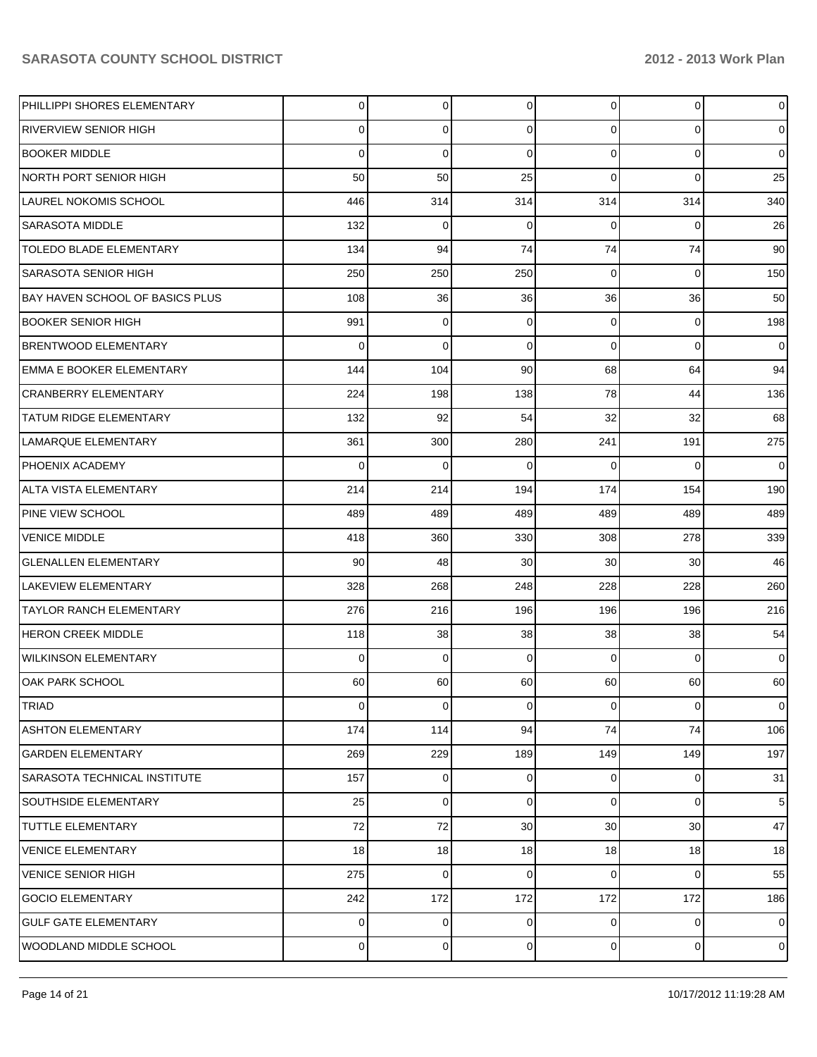| | | | | | | |
|---|---|---|---|---|---|---|
| PHILLIPPI SHORES ELEMENTARY | 0 | 0 | 0 | 0 | 0 | 0 |
| RIVERVIEW SENIOR HIGH | 0 | 0 | 0 | 0 | 0 | 0 |
| BOOKER MIDDLE | 0 | 0 | 0 | 0 | 0 | 0 |
| NORTH PORT SENIOR HIGH | 50 | 50 | 25 | 0 | 0 | 25 |
| LAUREL NOKOMIS SCHOOL | 446 | 314 | 314 | 314 | 314 | 340 |
| SARASOTA MIDDLE | 132 | 0 | 0 | 0 | 0 | 26 |
| TOLEDO BLADE ELEMENTARY | 134 | 94 | 74 | 74 | 74 | 90 |
| SARASOTA SENIOR HIGH | 250 | 250 | 250 | 0 | 0 | 150 |
| BAY HAVEN SCHOOL OF BASICS PLUS | 108 | 36 | 36 | 36 | 36 | 50 |
| BOOKER SENIOR HIGH | 991 | 0 | 0 | 0 | 0 | 198 |
| BRENTWOOD ELEMENTARY | 0 | 0 | 0 | 0 | 0 | 0 |
| EMMA E BOOKER ELEMENTARY | 144 | 104 | 90 | 68 | 64 | 94 |
| CRANBERRY ELEMENTARY | 224 | 198 | 138 | 78 | 44 | 136 |
| TATUM RIDGE ELEMENTARY | 132 | 92 | 54 | 32 | 32 | 68 |
| LAMARQUE ELEMENTARY | 361 | 300 | 280 | 241 | 191 | 275 |
| PHOENIX ACADEMY | 0 | 0 | 0 | 0 | 0 | 0 |
| ALTA VISTA ELEMENTARY | 214 | 214 | 194 | 174 | 154 | 190 |
| PINE VIEW SCHOOL | 489 | 489 | 489 | 489 | 489 | 489 |
| VENICE MIDDLE | 418 | 360 | 330 | 308 | 278 | 339 |
| GLENALLEN ELEMENTARY | 90 | 48 | 30 | 30 | 30 | 46 |
| LAKEVIEW ELEMENTARY | 328 | 268 | 248 | 228 | 228 | 260 |
| TAYLOR RANCH ELEMENTARY | 276 | 216 | 196 | 196 | 196 | 216 |
| HERON CREEK MIDDLE | 118 | 38 | 38 | 38 | 38 | 54 |
| WILKINSON ELEMENTARY | 0 | 0 | 0 | 0 | 0 | 0 |
| OAK PARK SCHOOL | 60 | 60 | 60 | 60 | 60 | 60 |
| TRIAD | 0 | 0 | 0 | 0 | 0 | 0 |
| ASHTON ELEMENTARY | 174 | 114 | 94 | 74 | 74 | 106 |
| GARDEN ELEMENTARY | 269 | 229 | 189 | 149 | 149 | 197 |
| SARASOTA TECHNICAL INSTITUTE | 157 | 0 | 0 | 0 | 0 | 31 |
| SOUTHSIDE ELEMENTARY | 25 | 0 | 0 | 0 | 0 | 5 |
| TUTTLE ELEMENTARY | 72 | 72 | 30 | 30 | 30 | 47 |
| VENICE ELEMENTARY | 18 | 18 | 18 | 18 | 18 | 18 |
| VENICE SENIOR HIGH | 275 | 0 | 0 | 0 | 0 | 55 |
| GOCIO ELEMENTARY | 242 | 172 | 172 | 172 | 172 | 186 |
| GULF GATE ELEMENTARY | 0 | 0 | 0 | 0 | 0 | 0 |
| WOODLAND MIDDLE SCHOOL | 0 | 0 | 0 | 0 | 0 | 0 |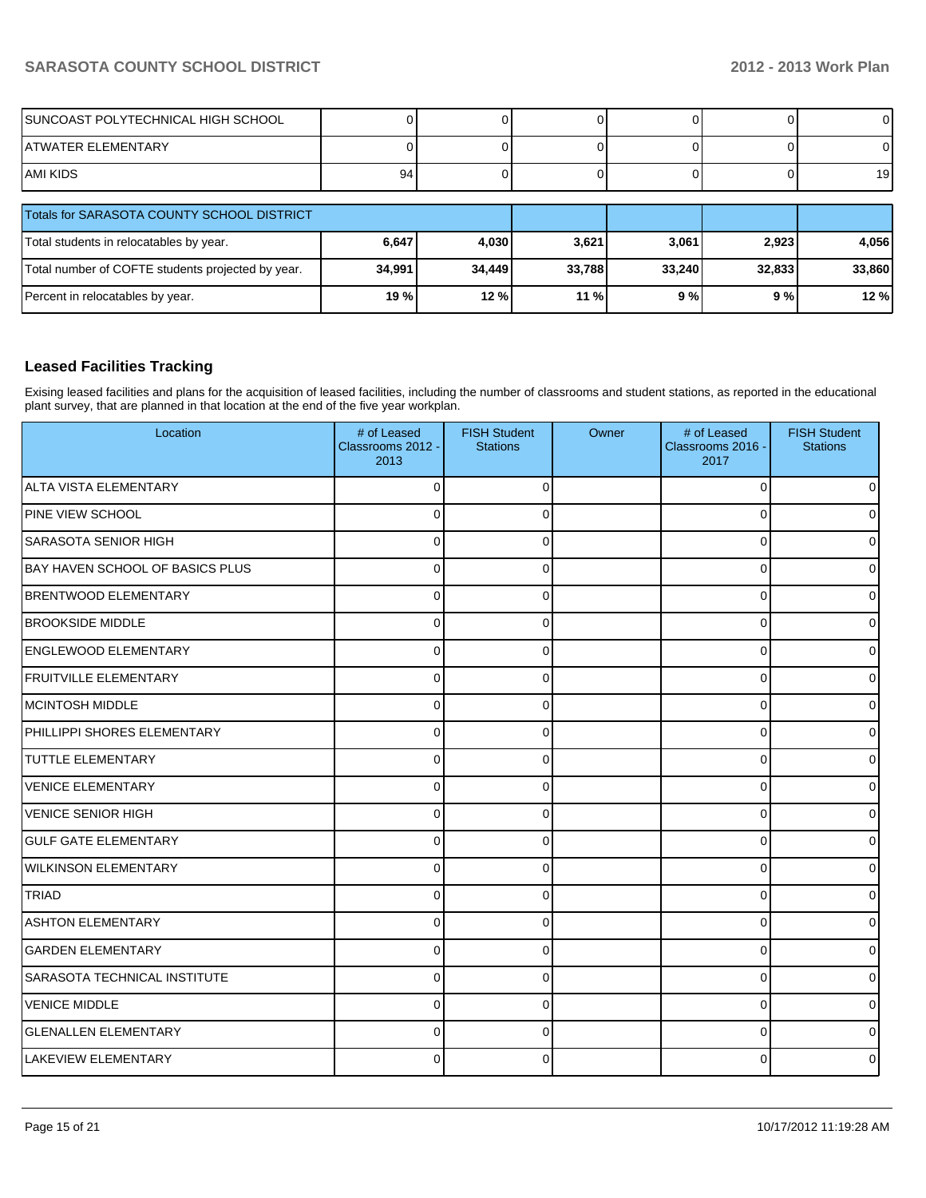| | | | | | | |
|---|---|---|---|---|---|---|
| SUNCOAST POLYTECHNICAL HIGH SCHOOL | 0 | 0 | 0 | 0 | 0 | 0 |
| ATWATER ELEMENTARY | 0 | 0 | 0 | 0 | 0 | 0 |
| AMI KIDS | 94 | 0 | 0 | 0 | 0 | 19 |

| Totals for SARASOTA COUNTY SCHOOL DISTRICT | | | | | | |
|---|---|---|---|---|---|---|
| Total students in relocatables by year. | **6,647** | **4,030** | **3,621** | **3,061** | **2,923** | **4,056** |
| Total number of COFTE students projected by year. | **34,991** | **34,449** | **33,788** | **33,240** | **32,833** | **33,860** |
| Percent in relocatables by year. | **19 %** | **12 %** | **11 %** | **9 %** | **9 %** | **12 %** |

### Leased Facilities Tracking

Exising leased facilities and plans for the acquisition of leased facilities, including the number of classrooms and student stations, as reported in the educational plant survey, that are planned in that location at the end of the five year workplan.

| Location | # of Leased Classrooms 2012 - 2013 | FISH Student Stations | Owner | # of Leased Classrooms 2016 - 2017 | FISH Student Stations |
|---|---|---|---|---|---|
| ALTA VISTA ELEMENTARY | 0 | 0 | | 0 | 0 |
| PINE VIEW SCHOOL | 0 | 0 | | 0 | 0 |
| SARASOTA SENIOR HIGH | 0 | 0 | | 0 | 0 |
| BAY HAVEN SCHOOL OF BASICS PLUS | 0 | 0 | | 0 | 0 |
| BRENTWOOD ELEMENTARY | 0 | 0 | | 0 | 0 |
| BROOKSIDE MIDDLE | 0 | 0 | | 0 | 0 |
| ENGLEWOOD ELEMENTARY | 0 | 0 | | 0 | 0 |
| FRUITVILLE ELEMENTARY | 0 | 0 | | 0 | 0 |
| MCINTOSH MIDDLE | 0 | 0 | | 0 | 0 |
| PHILLIPPI SHORES ELEMENTARY | 0 | 0 | | 0 | 0 |
| TUTTLE ELEMENTARY | 0 | 0 | | 0 | 0 |
| VENICE ELEMENTARY | 0 | 0 | | 0 | 0 |
| VENICE SENIOR HIGH | 0 | 0 | | 0 | 0 |
| GULF GATE ELEMENTARY | 0 | 0 | | 0 | 0 |
| WILKINSON ELEMENTARY | 0 | 0 | | 0 | 0 |
| TRIAD | 0 | 0 | | 0 | 0 |
| ASHTON ELEMENTARY | 0 | 0 | | 0 | 0 |
| GARDEN ELEMENTARY | 0 | 0 | | 0 | 0 |
| SARASOTA TECHNICAL INSTITUTE | 0 | 0 | | 0 | 0 |
| VENICE MIDDLE | 0 | 0 | | 0 | 0 |
| GLENALLEN ELEMENTARY | 0 | 0 | | 0 | 0 |
| LAKEVIEW ELEMENTARY | 0 | 0 | | 0 | 0 |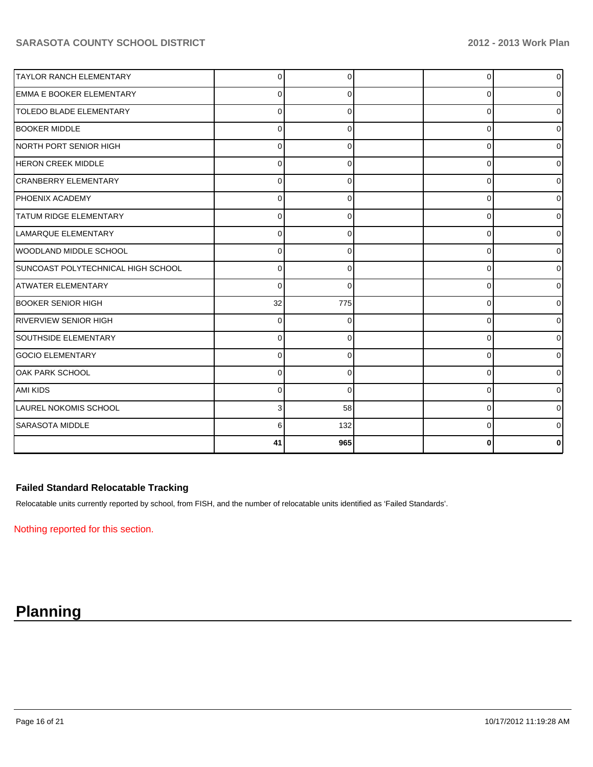| | | | | | |
|---|---|---|---|---|---|
| TAYLOR RANCH ELEMENTARY | 0 | 0 | | 0 | 0 |
| EMMA E BOOKER ELEMENTARY | 0 | 0 | | 0 | 0 |
| TOLEDO BLADE ELEMENTARY | 0 | 0 | | 0 | 0 |
| BOOKER MIDDLE | 0 | 0 | | 0 | 0 |
| NORTH PORT SENIOR HIGH | 0 | 0 | | 0 | 0 |
| HERON CREEK MIDDLE | 0 | 0 | | 0 | 0 |
| CRANBERRY ELEMENTARY | 0 | 0 | | 0 | 0 |
| PHOENIX ACADEMY | 0 | 0 | | 0 | 0 |
| TATUM RIDGE ELEMENTARY | 0 | 0 | | 0 | 0 |
| LAMARQUE ELEMENTARY | 0 | 0 | | 0 | 0 |
| WOODLAND MIDDLE SCHOOL | 0 | 0 | | 0 | 0 |
| SUNCOAST POLYTECHNICAL HIGH SCHOOL | 0 | 0 | | 0 | 0 |
| ATWATER ELEMENTARY | 0 | 0 | | 0 | 0 |
| BOOKER SENIOR HIGH | 32 | 775 | | 0 | 0 |
| RIVERVIEW SENIOR HIGH | 0 | 0 | | 0 | 0 |
| SOUTHSIDE ELEMENTARY | 0 | 0 | | 0 | 0 |
| GOCIO ELEMENTARY | 0 | 0 | | 0 | 0 |
| OAK PARK SCHOOL | 0 | 0 | | 0 | 0 |
| AMI KIDS | 0 | 0 | | 0 | 0 |
| LAUREL NOKOMIS SCHOOL | 3 | 58 | | 0 | 0 |
| SARASOTA MIDDLE | 6 | 132 | | 0 | 0 |
| | **41** | **965** | | **0** | **0** |

### Failed Standard Relocatable Tracking

Relocatable units currently reported by school, from FISH, and the number of relocatable units identified as 'Failed Standards'.

Nothing reported for this section.

# Planning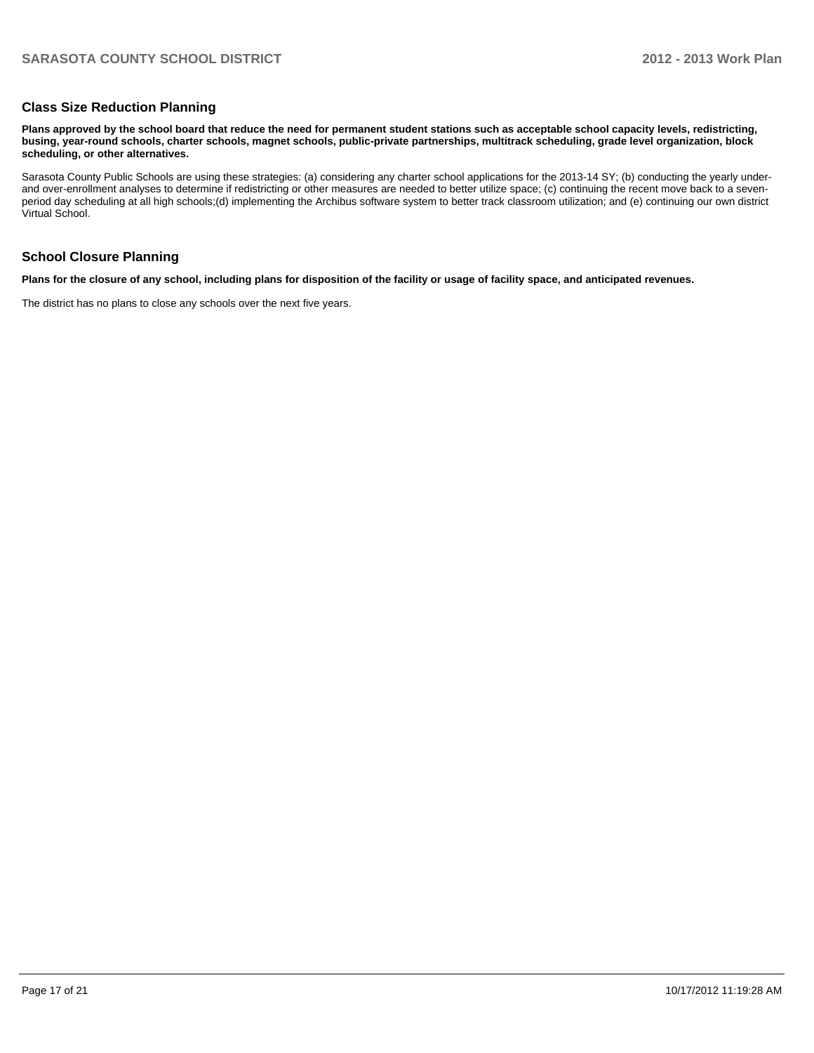## Class Size Reduction Planning

**Plans approved by the school board that reduce the need for permanent student stations such as acceptable school capacity levels, redistricting, busing, year-round schools, charter schools, magnet schools, public-private partnerships, multitrack scheduling, grade level organization, block scheduling, or other alternatives.**

Sarasota County Public Schools are using these strategies: (a) considering any charter school applications for the 2013-14 SY; (b) conducting the yearly under- and over-enrollment analyses to determine if redistricting or other measures are needed to better utilize space; (c) continuing the recent move back to a seven-period day scheduling at all high schools;(d) implementing the Archibus software system to better track classroom utilization; and (e) continuing our own district Virtual School.

## School Closure Planning

**Plans for the closure of any school, including plans for disposition of the facility or usage of facility space, and anticipated revenues.**

The district has no plans to close any schools over the next five years.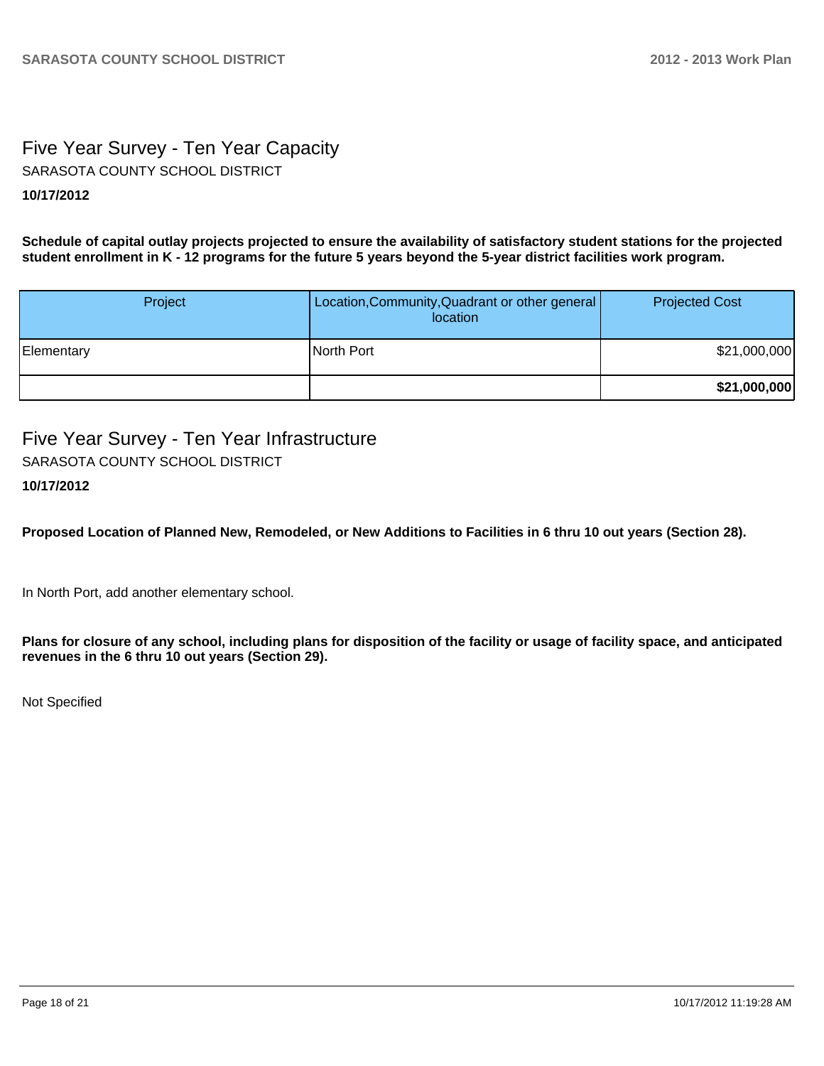# Five Year Survey - Ten Year Capacity

SARASOTA COUNTY SCHOOL DISTRICT

**10/17/2012**

**Schedule of capital outlay projects projected to ensure the availability of satisfactory student stations for the projected student enrollment in K - 12 programs for the future 5 years beyond the 5-year district facilities work program.**

| Project | Location,Community,Quadrant or other general location | Projected Cost |
|---|---|---|
| Elementary | North Port | $21,000,000 |
| | | **$21,000,000** |

# Five Year Survey - Ten Year Infrastructure

SARASOTA COUNTY SCHOOL DISTRICT

**10/17/2012**

**Proposed Location of Planned New, Remodeled, or New Additions to Facilities in 6 thru 10 out years (Section 28).**

In North Port, add another elementary school.

**Plans for closure of any school, including plans for disposition of the facility or usage of facility space, and anticipated revenues in the 6 thru 10 out years (Section 29).**

Not Specified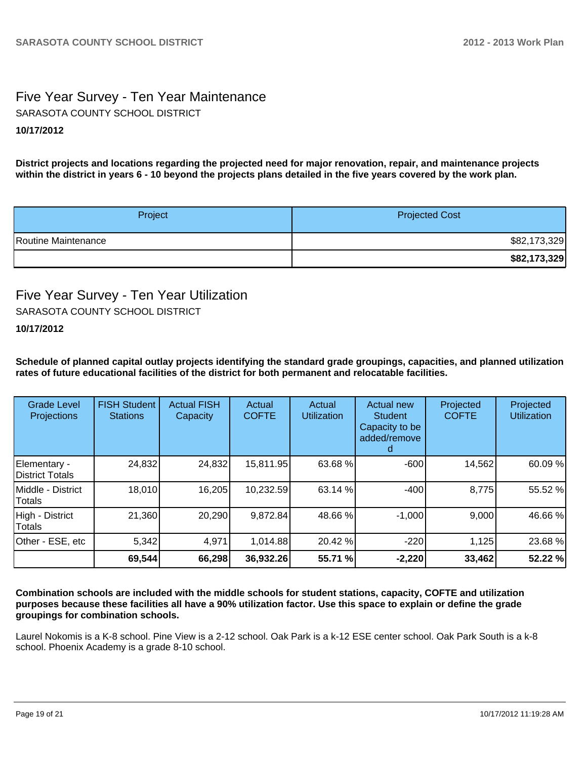## Five Year Survey - Ten Year Maintenance

SARASOTA COUNTY SCHOOL DISTRICT

**10/17/2012**

**District projects and locations regarding the projected need for major renovation, repair, and maintenance projects within the district in years 6 - 10 beyond the projects plans detailed in the five years covered by the work plan.**

| Project | Projected Cost |
|---|---|
| Routine Maintenance | $82,173,329 |
| | **$82,173,329** |

## Five Year Survey - Ten Year Utilization

SARASOTA COUNTY SCHOOL DISTRICT

**10/17/2012**

**Schedule of planned capital outlay projects identifying the standard grade groupings, capacities, and planned utilization rates of future educational facilities of the district for both permanent and relocatable facilities.**

| Grade Level Projections | FISH Student Stations | Actual FISH Capacity | Actual COFTE | Actual Utilization | Actual new Student Capacity to be added/removed | Projected COFTE | Projected Utilization |
|---|---|---|---|---|---|---|---|
| Elementary - District Totals | 24,832 | 24,832 | 15,811.95 | 63.68 % | -600 | 14,562 | 60.09 % |
| Middle - District Totals | 18,010 | 16,205 | 10,232.59 | 63.14 % | -400 | 8,775 | 55.52 % |
| High - District Totals | 21,360 | 20,290 | 9,872.84 | 48.66 % | -1,000 | 9,000 | 46.66 % |
| Other - ESE, etc | 5,342 | 4,971 | 1,014.88 | 20.42 % | -220 | 1,125 | 23.68 % |
| | **69,544** | **66,298** | **36,932.26** | **55.71 %** | **-2,220** | **33,462** | **52.22 %** |

**Combination schools are included with the middle schools for student stations, capacity, COFTE and utilization purposes because these facilities all have a 90% utilization factor. Use this space to explain or define the grade groupings for combination schools.**

Laurel Nokomis is a K-8 school. Pine View is a 2-12 school. Oak Park is a k-12 ESE center school. Oak Park South is a k-8 school. Phoenix Academy is a grade 8-10 school.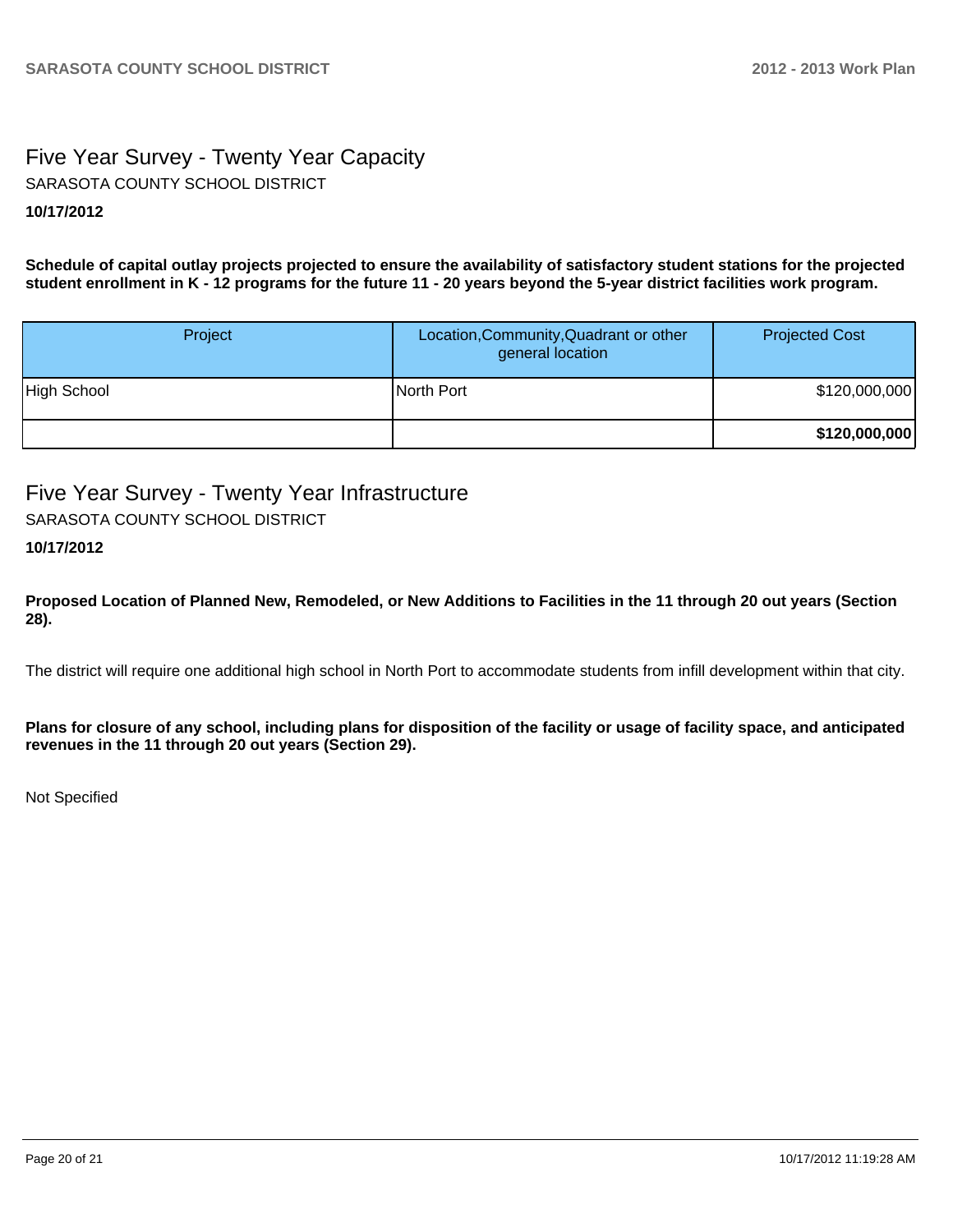## Five Year Survey - Twenty Year Capacity

SARASOTA COUNTY SCHOOL DISTRICT

**10/17/2012**

**Schedule of capital outlay projects projected to ensure the availability of satisfactory student stations for the projected student enrollment in K - 12 programs for the future 11 - 20 years beyond the 5-year district facilities work program.**

| Project | Location,Community,Quadrant or other general location | Projected Cost |
|---|---|---|
| High School | North Port | $120,000,000 |
| | | **$120,000,000** |

## Five Year Survey - Twenty Year Infrastructure

SARASOTA COUNTY SCHOOL DISTRICT

**10/17/2012**

**Proposed Location of Planned New, Remodeled, or New Additions to Facilities in the 11 through 20 out years (Section 28).**

The district will require one additional high school in North Port to accommodate students from infill development within that city.

**Plans for closure of any school, including plans for disposition of the facility or usage of facility space, and anticipated revenues in the 11 through 20 out years (Section 29).**

Not Specified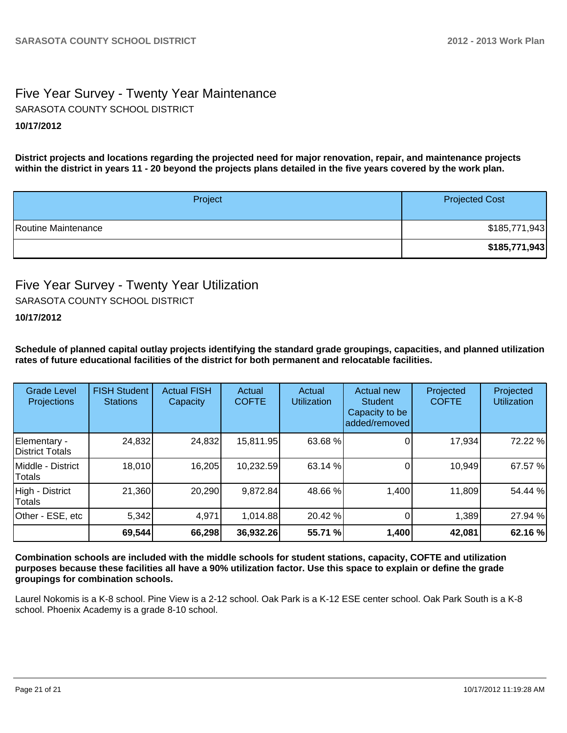## Five Year Survey - Twenty Year Maintenance

SARASOTA COUNTY SCHOOL DISTRICT

**10/17/2012**

**District projects and locations regarding the projected need for major renovation, repair, and maintenance projects within the district in years 11 - 20 beyond the projects plans detailed in the five years covered by the work plan.**

| Project | Projected Cost |
|---|---|
| Routine Maintenance | $185,771,943 |
| | **$185,771,943** |

## Five Year Survey - Twenty Year Utilization

SARASOTA COUNTY SCHOOL DISTRICT

**10/17/2012**

**Schedule of planned capital outlay projects identifying the standard grade groupings, capacities, and planned utilization rates of future educational facilities of the district for both permanent and relocatable facilities.**

| Grade Level Projections | FISH Student Stations | Actual FISH Capacity | Actual COFTE | Actual Utilization | Actual new Student Capacity to be added/removed | Projected COFTE | Projected Utilization |
|---|---|---|---|---|---|---|---|
| Elementary - District Totals | 24,832 | 24,832 | 15,811.95 | 63.68 % | 0 | 17,934 | 72.22 % |
| Middle - District Totals | 18,010 | 16,205 | 10,232.59 | 63.14 % | 0 | 10,949 | 67.57 % |
| High - District Totals | 21,360 | 20,290 | 9,872.84 | 48.66 % | 1,400 | 11,809 | 54.44 % |
| Other - ESE, etc | 5,342 | 4,971 | 1,014.88 | 20.42 % | 0 | 1,389 | 27.94 % |
| | **69,544** | **66,298** | **36,932.26** | **55.71 %** | **1,400** | **42,081** | **62.16 %** |

**Combination schools are included with the middle schools for student stations, capacity, COFTE and utilization purposes because these facilities all have a 90% utilization factor. Use this space to explain or define the grade groupings for combination schools.**

Laurel Nokomis is a K-8 school. Pine View is a 2-12 school. Oak Park is a K-12 ESE center school. Oak Park South is a K-8 school. Phoenix Academy is a grade 8-10 school.